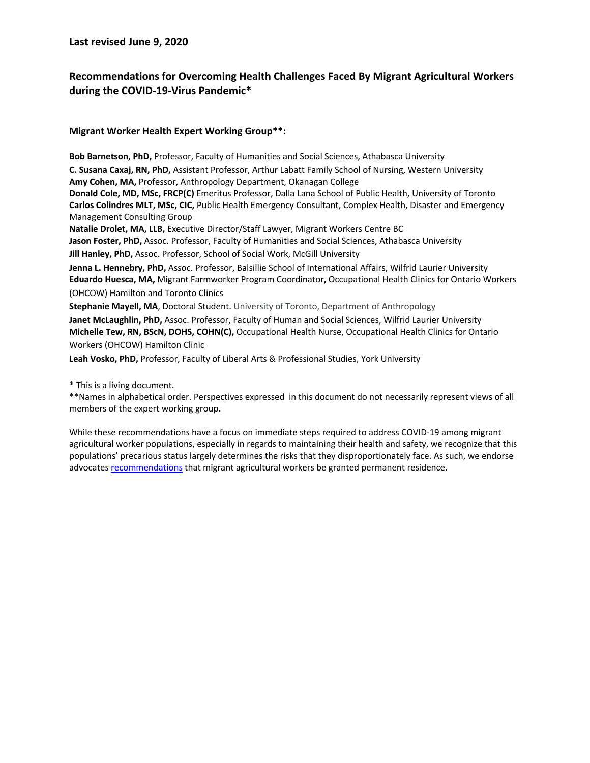**Last revised June 9, 2020**

# Recommendations for Overcoming Health Challenges Faced By Migrant Agricultural Workers during the COVID-19-Virus Pandemic*

## Migrant Worker Health Expert Working Group**:

**Bob Barnetson, PhD,** Professor, Faculty of Humanities and Social Sciences, Athabasca University
**C. Susana Caxaj, RN, PhD,** Assistant Professor, Arthur Labatt Family School of Nursing, Western University
**Amy Cohen, MA,** Professor, Anthropology Department, Okanagan College
**Donald Cole, MD, MSc, FRCP(C)** Emeritus Professor, Dalla Lana School of Public Health, University of Toronto
**Carlos Colindres MLT, MSc, CIC,** Public Health Emergency Consultant, Complex Health, Disaster and Emergency Management Consulting Group
**Natalie Drolet, MA, LLB,** Executive Director/Staff Lawyer, Migrant Workers Centre BC
**Jason Foster, PhD,** Assoc. Professor, Faculty of Humanities and Social Sciences, Athabasca University
**Jill Hanley, PhD,** Assoc. Professor, School of Social Work, McGill University
**Jenna L. Hennebry, PhD,** Assoc. Professor, Balsillie School of International Affairs, Wilfrid Laurier University
**Eduardo Huesca, MA,** Migrant Farmworker Program Coordinator**,** Occupational Health Clinics for Ontario Workers (OHCOW) Hamilton and Toronto Clinics
**Stephanie Mayell, MA**, Doctoral Student. University of Toronto, Department of Anthropology
**Janet McLaughlin, PhD,** Assoc. Professor, Faculty of Human and Social Sciences, Wilfrid Laurier University
**Michelle Tew, RN, BScN, DOHS, COHN(C),** Occupational Health Nurse, Occupational Health Clinics for Ontario Workers (OHCOW) Hamilton Clinic
**Leah Vosko, PhD,** Professor, Faculty of Liberal Arts & Professional Studies, York University

* This is a living document.
**Names in alphabetical order. Perspectives expressed in this document do not necessarily represent views of all members of the expert working group.

While these recommendations have a focus on immediate steps required to address COVID-19 among migrant agricultural worker populations, especially in regards to maintaining their health and safety, we recognize that this populations' precarious status largely determines the risks that they disproportionately face. As such, we endorse advocates recommendations that migrant agricultural workers be granted permanent residence.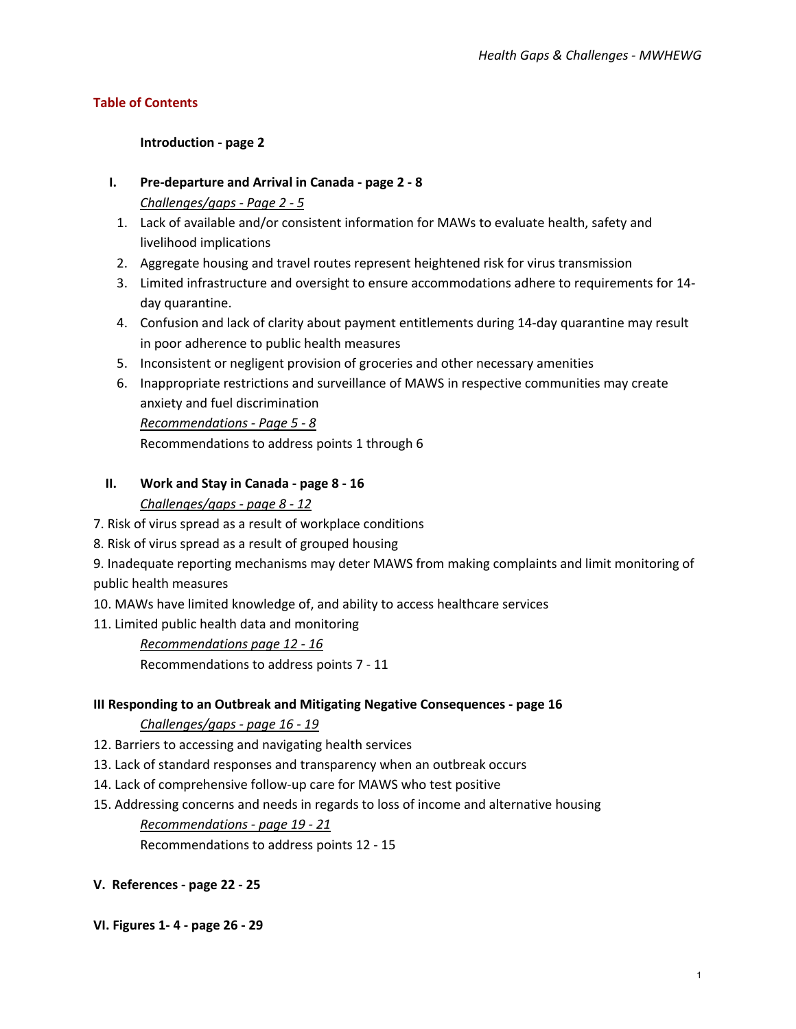## Table of Contents

**Introduction - page 2**

**I. Pre-departure and Arrival in Canada - page 2 - 8**

*Challenges/gaps - Page 2 - 5*

1. Lack of available and/or consistent information for MAWs to evaluate health, safety and livelihood implications
2. Aggregate housing and travel routes represent heightened risk for virus transmission
3. Limited infrastructure and oversight to ensure accommodations adhere to requirements for 14-day quarantine.
4. Confusion and lack of clarity about payment entitlements during 14-day quarantine may result in poor adherence to public health measures
5. Inconsistent or negligent provision of groceries and other necessary amenities
6. Inappropriate restrictions and surveillance of MAWS in respective communities may create anxiety and fuel discrimination

*Recommendations - Page 5 - 8*

Recommendations to address points 1 through 6

**II. Work and Stay in Canada - page 8 - 16**

*Challenges/gaps - page 8 - 12*

7. Risk of virus spread as a result of workplace conditions
8. Risk of virus spread as a result of grouped housing
9. Inadequate reporting mechanisms may deter MAWS from making complaints and limit monitoring of public health measures
10. MAWs have limited knowledge of, and ability to access healthcare services
11. Limited public health data and monitoring

*Recommendations page 12 - 16*

Recommendations to address points 7 - 11

**III Responding to an Outbreak and Mitigating Negative Consequences - page 16**

*Challenges/gaps - page 16 - 19*

12. Barriers to accessing and navigating health services
13. Lack of standard responses and transparency when an outbreak occurs
14. Lack of comprehensive follow-up care for MAWS who test positive
15. Addressing concerns and needs in regards to loss of income and alternative housing

*Recommendations - page 19 - 21*

Recommendations to address points 12 - 15

**V. References - page 22 - 25**

**VI. Figures 1- 4 - page 26 - 29**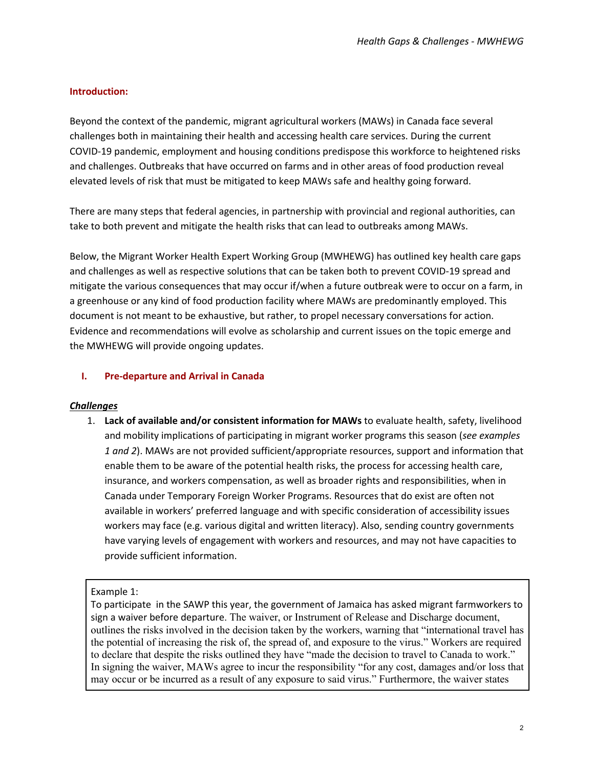**Introduction:**

Beyond the context of the pandemic, migrant agricultural workers (MAWs) in Canada face several challenges both in maintaining their health and accessing health care services. During the current COVID-19 pandemic, employment and housing conditions predispose this workforce to heightened risks and challenges. Outbreaks that have occurred on farms and in other areas of food production reveal elevated levels of risk that must be mitigated to keep MAWs safe and healthy going forward.

There are many steps that federal agencies, in partnership with provincial and regional authorities, can take to both prevent and mitigate the health risks that can lead to outbreaks among MAWs.

Below, the Migrant Worker Health Expert Working Group (MWHEWG) has outlined key health care gaps and challenges as well as respective solutions that can be taken both to prevent COVID-19 spread and mitigate the various consequences that may occur if/when a future outbreak were to occur on a farm, in a greenhouse or any kind of food production facility where MAWs are predominantly employed. This document is not meant to be exhaustive, but rather, to propel necessary conversations for action. Evidence and recommendations will evolve as scholarship and current issues on the topic emerge and the MWHEWG will provide ongoing updates.

## I. Pre-departure and Arrival in Canada

***Challenges***

1. **Lack of available and/or consistent information for MAWs** to evaluate health, safety, livelihood and mobility implications of participating in migrant worker programs this season (*see examples 1 and 2*). MAWs are not provided sufficient/appropriate resources, support and information that enable them to be aware of the potential health risks, the process for accessing health care, insurance, and workers compensation, as well as broader rights and responsibilities, when in Canada under Temporary Foreign Worker Programs. Resources that do exist are often not available in workers' preferred language and with specific consideration of accessibility issues workers may face (e.g. various digital and written literacy). Also, sending country governments have varying levels of engagement with workers and resources, and may not have capacities to provide sufficient information.

> Example 1:
> To participate in the SAWP this year, the government of Jamaica has asked migrant farmworkers to sign a waiver before departure. The waiver, or Instrument of Release and Discharge document, outlines the risks involved in the decision taken by the workers, warning that "international travel has the potential of increasing the risk of, the spread of, and exposure to the virus." Workers are required to declare that despite the risks outlined they have "made the decision to travel to Canada to work." In signing the waiver, MAWs agree to incur the responsibility "for any cost, damages and/or loss that may occur or be incurred as a result of any exposure to said virus." Furthermore, the waiver states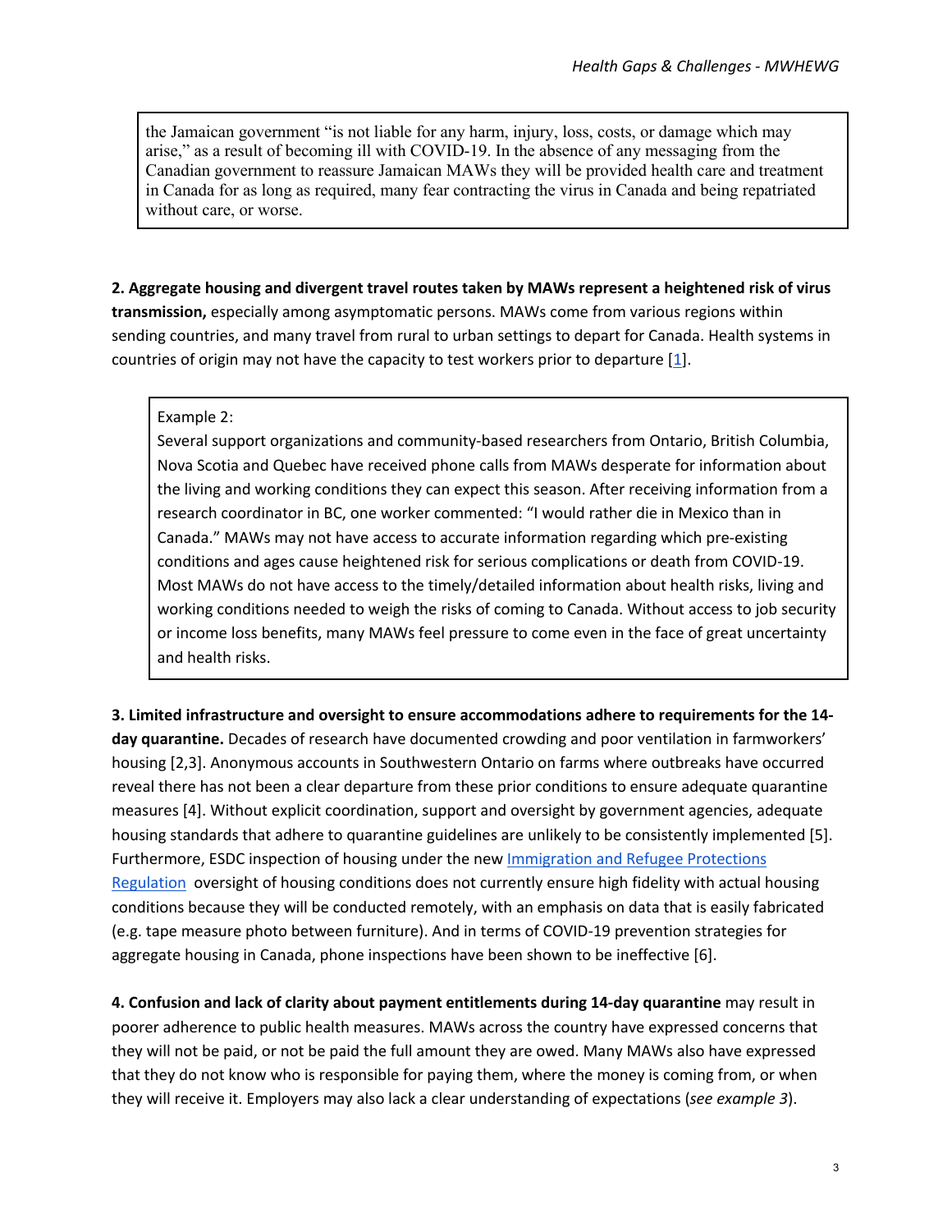the Jamaican government "is not liable for any harm, injury, loss, costs, or damage which may arise," as a result of becoming ill with COVID-19. In the absence of any messaging from the Canadian government to reassure Jamaican MAWs they will be provided health care and treatment in Canada for as long as required, many fear contracting the virus in Canada and being repatriated without care, or worse.

**2. Aggregate housing and divergent travel routes taken by MAWs represent a heightened risk of virus transmission,** especially among asymptomatic persons. MAWs come from various regions within sending countries, and many travel from rural to urban settings to depart for Canada. Health systems in countries of origin may not have the capacity to test workers prior to departure [1].

> Example 2:
> Several support organizations and community-based researchers from Ontario, British Columbia, Nova Scotia and Quebec have received phone calls from MAWs desperate for information about the living and working conditions they can expect this season. After receiving information from a research coordinator in BC, one worker commented: "I would rather die in Mexico than in Canada." MAWs may not have access to accurate information regarding which pre-existing conditions and ages cause heightened risk for serious complications or death from COVID-19. Most MAWs do not have access to the timely/detailed information about health risks, living and working conditions needed to weigh the risks of coming to Canada. Without access to job security or income loss benefits, many MAWs feel pressure to come even in the face of great uncertainty and health risks.

**3. Limited infrastructure and oversight to ensure accommodations adhere to requirements for the 14-day quarantine.** Decades of research have documented crowding and poor ventilation in farmworkers' housing [2,3]. Anonymous accounts in Southwestern Ontario on farms where outbreaks have occurred reveal there has not been a clear departure from these prior conditions to ensure adequate quarantine measures [4]. Without explicit coordination, support and oversight by government agencies, adequate housing standards that adhere to quarantine guidelines are unlikely to be consistently implemented [5]. Furthermore, ESDC inspection of housing under the new Immigration and Refugee Protections Regulation oversight of housing conditions does not currently ensure high fidelity with actual housing conditions because they will be conducted remotely, with an emphasis on data that is easily fabricated (e.g. tape measure photo between furniture). And in terms of COVID-19 prevention strategies for aggregate housing in Canada, phone inspections have been shown to be ineffective [6].

**4. Confusion and lack of clarity about payment entitlements during 14-day quarantine** may result in poorer adherence to public health measures. MAWs across the country have expressed concerns that they will not be paid, or not be paid the full amount they are owed. Many MAWs also have expressed that they do not know who is responsible for paying them, where the money is coming from, or when they will receive it. Employers may also lack a clear understanding of expectations (*see example 3*).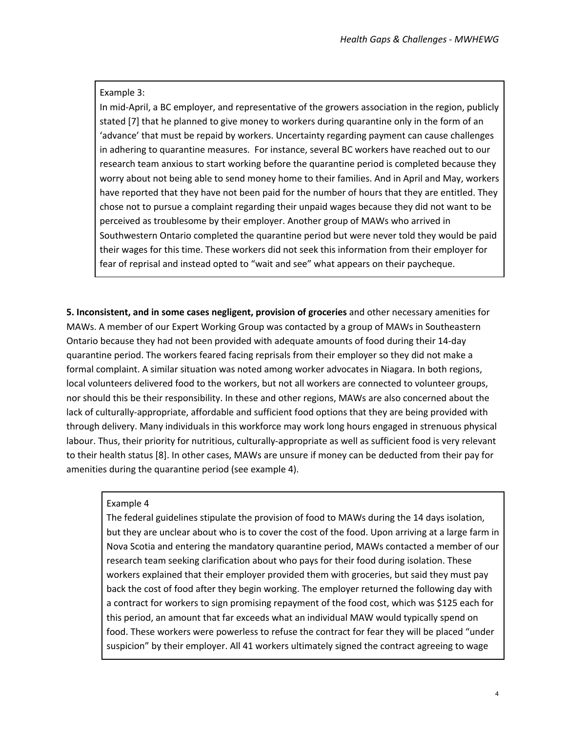Example 3:

In mid-April, a BC employer, and representative of the growers association in the region, publicly stated [7] that he planned to give money to workers during quarantine only in the form of an 'advance' that must be repaid by workers. Uncertainty regarding payment can cause challenges in adhering to quarantine measures. For instance, several BC workers have reached out to our research team anxious to start working before the quarantine period is completed because they worry about not being able to send money home to their families. And in April and May, workers have reported that they have not been paid for the number of hours that they are entitled. They chose not to pursue a complaint regarding their unpaid wages because they did not want to be perceived as troublesome by their employer. Another group of MAWs who arrived in Southwestern Ontario completed the quarantine period but were never told they would be paid their wages for this time. These workers did not seek this information from their employer for fear of reprisal and instead opted to "wait and see" what appears on their paycheque.

**5. Inconsistent, and in some cases negligent, provision of groceries** and other necessary amenities for MAWs. A member of our Expert Working Group was contacted by a group of MAWs in Southeastern Ontario because they had not been provided with adequate amounts of food during their 14-day quarantine period. The workers feared facing reprisals from their employer so they did not make a formal complaint. A similar situation was noted among worker advocates in Niagara. In both regions, local volunteers delivered food to the workers, but not all workers are connected to volunteer groups, nor should this be their responsibility. In these and other regions, MAWs are also concerned about the lack of culturally-appropriate, affordable and sufficient food options that they are being provided with through delivery. Many individuals in this workforce may work long hours engaged in strenuous physical labour. Thus, their priority for nutritious, culturally-appropriate as well as sufficient food is very relevant to their health status [8]. In other cases, MAWs are unsure if money can be deducted from their pay for amenities during the quarantine period (see example 4).

Example 4

The federal guidelines stipulate the provision of food to MAWs during the 14 days isolation, but they are unclear about who is to cover the cost of the food. Upon arriving at a large farm in Nova Scotia and entering the mandatory quarantine period, MAWs contacted a member of our research team seeking clarification about who pays for their food during isolation. These workers explained that their employer provided them with groceries, but said they must pay back the cost of food after they begin working. The employer returned the following day with a contract for workers to sign promising repayment of the food cost, which was $125 each for this period, an amount that far exceeds what an individual MAW would typically spend on food. These workers were powerless to refuse the contract for fear they will be placed "under suspicion" by their employer. All 41 workers ultimately signed the contract agreeing to wage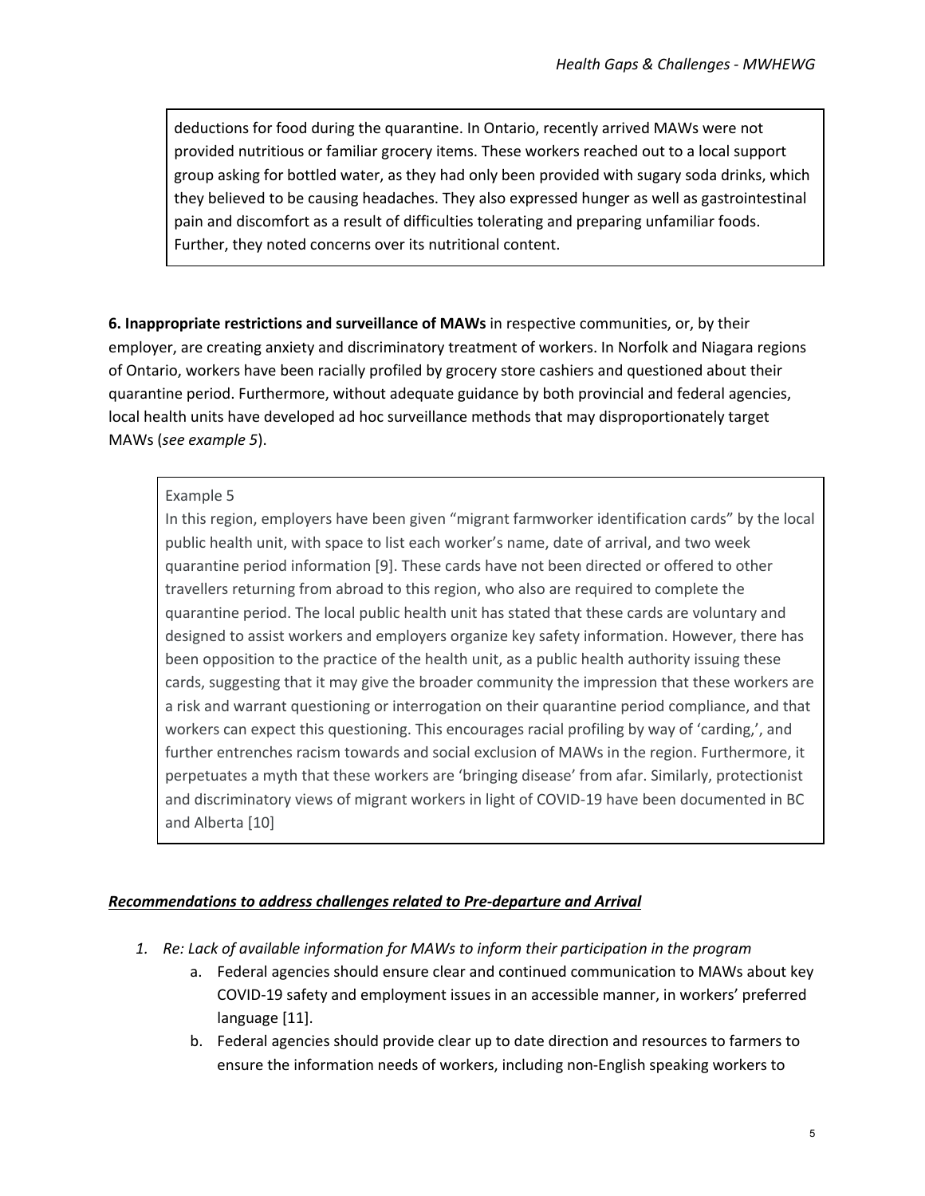deductions for food during the quarantine. In Ontario, recently arrived MAWs were not provided nutritious or familiar grocery items. These workers reached out to a local support group asking for bottled water, as they had only been provided with sugary soda drinks, which they believed to be causing headaches. They also expressed hunger as well as gastrointestinal pain and discomfort as a result of difficulties tolerating and preparing unfamiliar foods. Further, they noted concerns over its nutritional content.

**6. Inappropriate restrictions and surveillance of MAWs** in respective communities, or, by their employer, are creating anxiety and discriminatory treatment of workers. In Norfolk and Niagara regions of Ontario, workers have been racially profiled by grocery store cashiers and questioned about their quarantine period. Furthermore, without adequate guidance by both provincial and federal agencies, local health units have developed ad hoc surveillance methods that may disproportionately target MAWs (*see example 5*).

> Example 5
>
> In this region, employers have been given "migrant farmworker identification cards" by the local public health unit, with space to list each worker's name, date of arrival, and two week quarantine period information [9]. These cards have not been directed or offered to other travellers returning from abroad to this region, who also are required to complete the quarantine period. The local public health unit has stated that these cards are voluntary and designed to assist workers and employers organize key safety information. However, there has been opposition to the practice of the health unit, as a public health authority issuing these cards, suggesting that it may give the broader community the impression that these workers are a risk and warrant questioning or interrogation on their quarantine period compliance, and that workers can expect this questioning. This encourages racial profiling by way of 'carding,', and further entrenches racism towards and social exclusion of MAWs in the region. Furthermore, it perpetuates a myth that these workers are 'bringing disease' from afar. Similarly, protectionist and discriminatory views of migrant workers in light of COVID-19 have been documented in BC and Alberta [10]

***<u>Recommendations to address challenges related to Pre-departure and Arrival</u>***

1. *Re: Lack of available information for MAWs to inform their participation in the program*
    a. Federal agencies should ensure clear and continued communication to MAWs about key COVID-19 safety and employment issues in an accessible manner, in workers' preferred language [11].
    b. Federal agencies should provide clear up to date direction and resources to farmers to ensure the information needs of workers, including non-English speaking workers to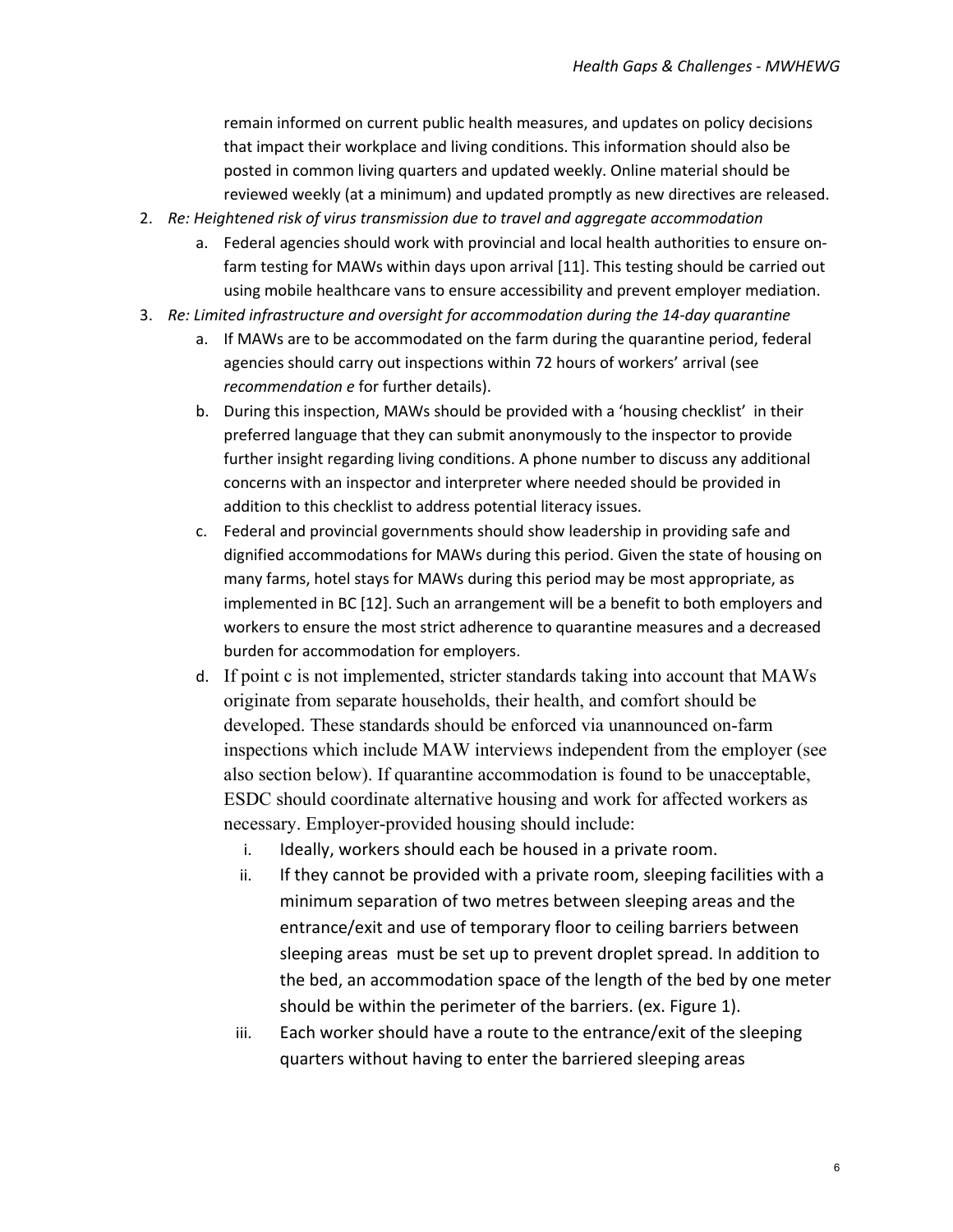remain informed on current public health measures, and updates on policy decisions that impact their workplace and living conditions. This information should also be posted in common living quarters and updated weekly. Online material should be reviewed weekly (at a minimum) and updated promptly as new directives are released.

2. *Re: Heightened risk of virus transmission due to travel and aggregate accommodation*
    a. Federal agencies should work with provincial and local health authorities to ensure on-farm testing for MAWs within days upon arrival [11]. This testing should be carried out using mobile healthcare vans to ensure accessibility and prevent employer mediation.
3. *Re: Limited infrastructure and oversight for accommodation during the 14-day quarantine*
    a. If MAWs are to be accommodated on the farm during the quarantine period, federal agencies should carry out inspections within 72 hours of workers' arrival (see *recommendation e* for further details).
    b. During this inspection, MAWs should be provided with a 'housing checklist' in their preferred language that they can submit anonymously to the inspector to provide further insight regarding living conditions. A phone number to discuss any additional concerns with an inspector and interpreter where needed should be provided in addition to this checklist to address potential literacy issues.
    c. Federal and provincial governments should show leadership in providing safe and dignified accommodations for MAWs during this period. Given the state of housing on many farms, hotel stays for MAWs during this period may be most appropriate, as implemented in BC [12]. Such an arrangement will be a benefit to both employers and workers to ensure the most strict adherence to quarantine measures and a decreased burden for accommodation for employers.
    d. If point c is not implemented, stricter standards taking into account that MAWs originate from separate households, their health, and comfort should be developed. These standards should be enforced via unannounced on-farm inspections which include MAW interviews independent from the employer (see also section below). If quarantine accommodation is found to be unacceptable, ESDC should coordinate alternative housing and work for affected workers as necessary. Employer-provided housing should include:
        i. Ideally, workers should each be housed in a private room.
        ii. If they cannot be provided with a private room, sleeping facilities with a minimum separation of two metres between sleeping areas and the entrance/exit and use of temporary floor to ceiling barriers between sleeping areas must be set up to prevent droplet spread. In addition to the bed, an accommodation space of the length of the bed by one meter should be within the perimeter of the barriers. (ex. Figure 1).
        iii. Each worker should have a route to the entrance/exit of the sleeping quarters without having to enter the barriered sleeping areas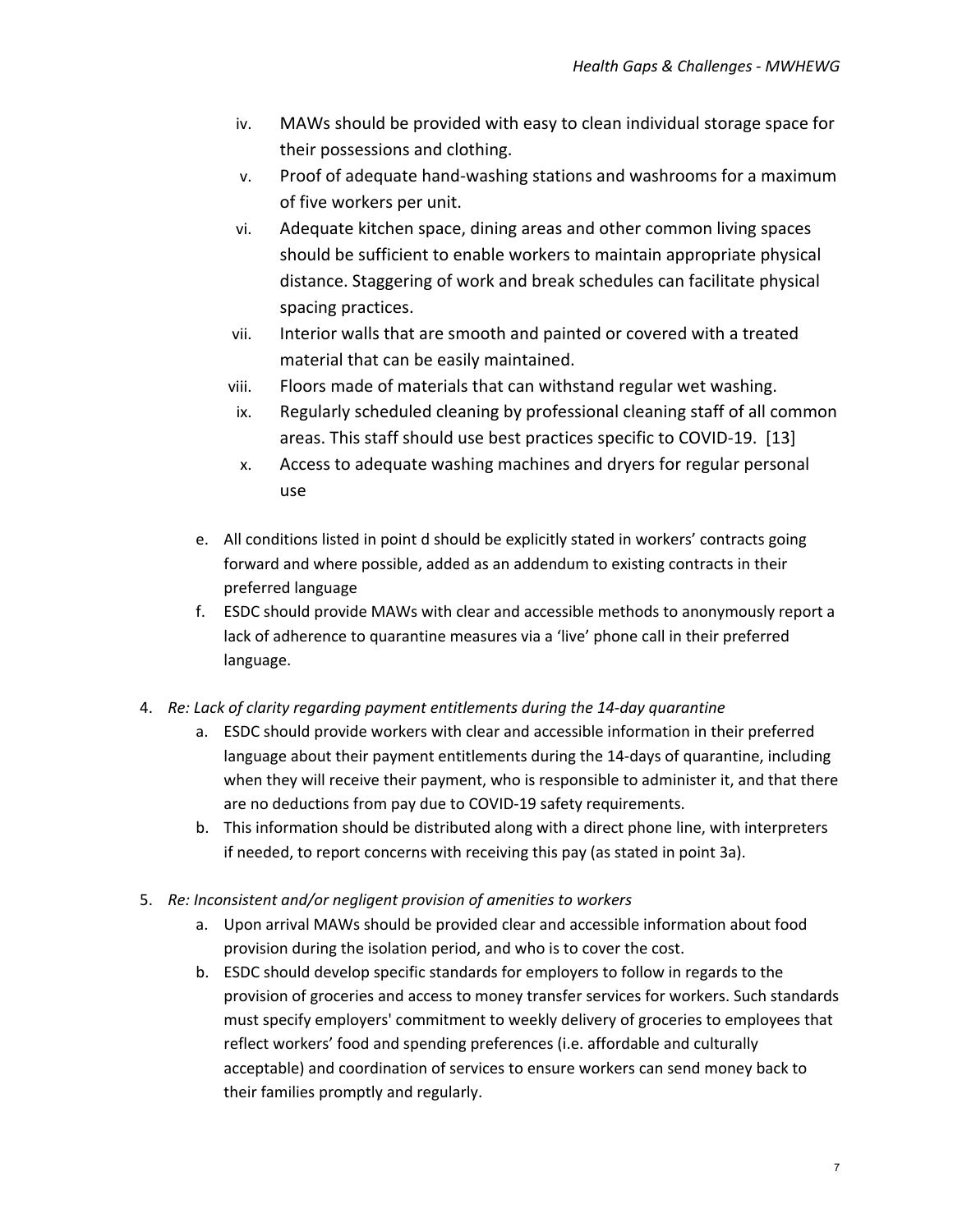iv. MAWs should be provided with easy to clean individual storage space for their possessions and clothing.

v. Proof of adequate hand-washing stations and washrooms for a maximum of five workers per unit.

vi. Adequate kitchen space, dining areas and other common living spaces should be sufficient to enable workers to maintain appropriate physical distance. Staggering of work and break schedules can facilitate physical spacing practices.

vii. Interior walls that are smooth and painted or covered with a treated material that can be easily maintained.

viii. Floors made of materials that can withstand regular wet washing.

ix. Regularly scheduled cleaning by professional cleaning staff of all common areas. This staff should use best practices specific to COVID-19. [13]

x. Access to adequate washing machines and dryers for regular personal use

e. All conditions listed in point d should be explicitly stated in workers' contracts going forward and where possible, added as an addendum to existing contracts in their preferred language

f. ESDC should provide MAWs with clear and accessible methods to anonymously report a lack of adherence to quarantine measures via a 'live' phone call in their preferred language.

4. *Re: Lack of clarity regarding payment entitlements during the 14-day quarantine*

   a. ESDC should provide workers with clear and accessible information in their preferred language about their payment entitlements during the 14-days of quarantine, including when they will receive their payment, who is responsible to administer it, and that there are no deductions from pay due to COVID-19 safety requirements.

   b. This information should be distributed along with a direct phone line, with interpreters if needed, to report concerns with receiving this pay (as stated in point 3a).

5. *Re: Inconsistent and/or negligent provision of amenities to workers*

   a. Upon arrival MAWs should be provided clear and accessible information about food provision during the isolation period, and who is to cover the cost.

   b. ESDC should develop specific standards for employers to follow in regards to the provision of groceries and access to money transfer services for workers. Such standards must specify employers' commitment to weekly delivery of groceries to employees that reflect workers' food and spending preferences (i.e. affordable and culturally acceptable) and coordination of services to ensure workers can send money back to their families promptly and regularly.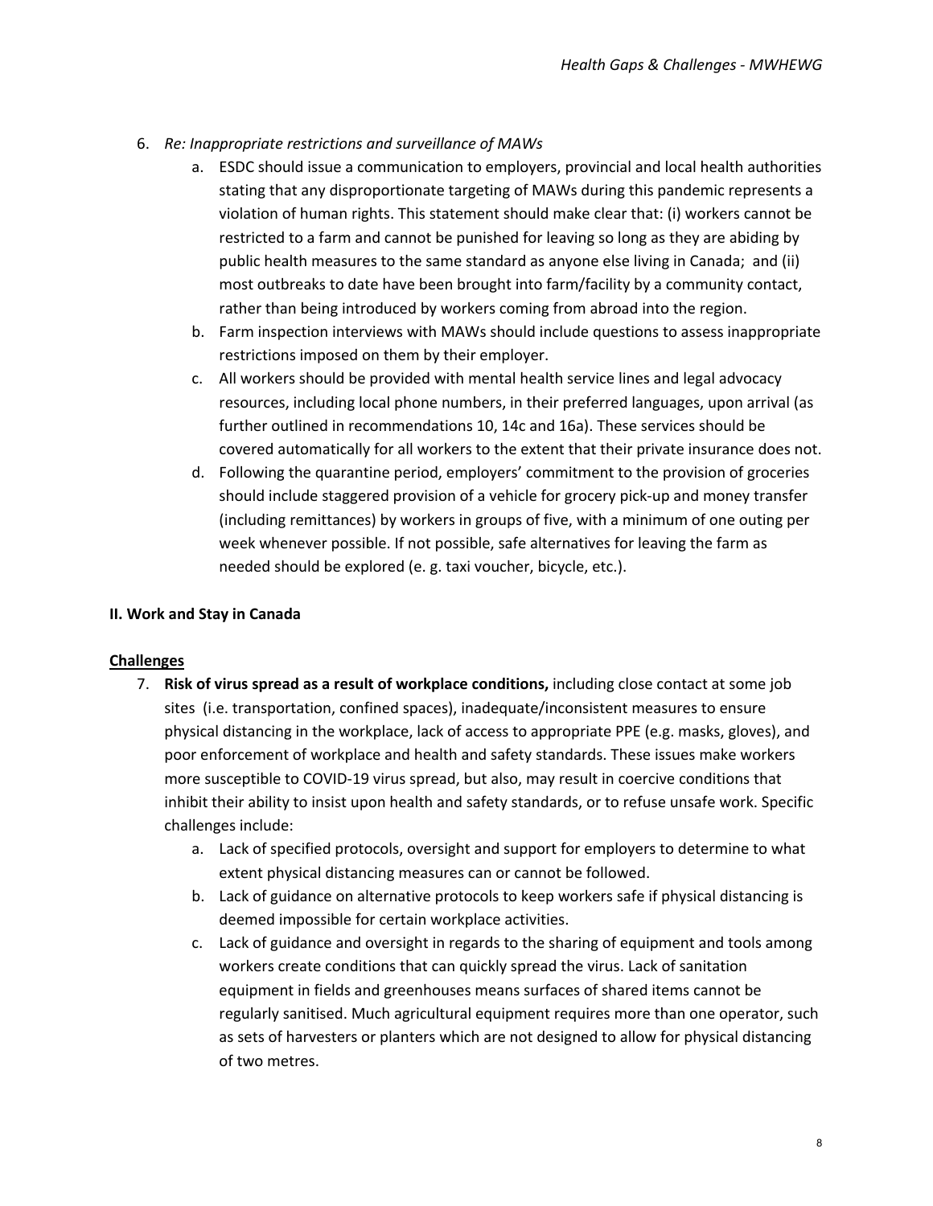6. *Re: Inappropriate restrictions and surveillance of MAWs*
    a. ESDC should issue a communication to employers, provincial and local health authorities stating that any disproportionate targeting of MAWs during this pandemic represents a violation of human rights. This statement should make clear that: (i) workers cannot be restricted to a farm and cannot be punished for leaving so long as they are abiding by public health measures to the same standard as anyone else living in Canada; and (ii) most outbreaks to date have been brought into farm/facility by a community contact, rather than being introduced by workers coming from abroad into the region.
    b. Farm inspection interviews with MAWs should include questions to assess inappropriate restrictions imposed on them by their employer.
    c. All workers should be provided with mental health service lines and legal advocacy resources, including local phone numbers, in their preferred languages, upon arrival (as further outlined in recommendations 10, 14c and 16a). These services should be covered automatically for all workers to the extent that their private insurance does not.
    d. Following the quarantine period, employers' commitment to the provision of groceries should include staggered provision of a vehicle for grocery pick-up and money transfer (including remittances) by workers in groups of five, with a minimum of one outing per week whenever possible. If not possible, safe alternatives for leaving the farm as needed should be explored (e. g. taxi voucher, bicycle, etc.).

## II. Work and Stay in Canada

### Challenges

7. **Risk of virus spread as a result of workplace conditions,** including close contact at some job sites (i.e. transportation, confined spaces), inadequate/inconsistent measures to ensure physical distancing in the workplace, lack of access to appropriate PPE (e.g. masks, gloves), and poor enforcement of workplace and health and safety standards. These issues make workers more susceptible to COVID-19 virus spread, but also, may result in coercive conditions that inhibit their ability to insist upon health and safety standards, or to refuse unsafe work. Specific challenges include:
    a. Lack of specified protocols, oversight and support for employers to determine to what extent physical distancing measures can or cannot be followed.
    b. Lack of guidance on alternative protocols to keep workers safe if physical distancing is deemed impossible for certain workplace activities.
    c. Lack of guidance and oversight in regards to the sharing of equipment and tools among workers create conditions that can quickly spread the virus. Lack of sanitation equipment in fields and greenhouses means surfaces of shared items cannot be regularly sanitised. Much agricultural equipment requires more than one operator, such as sets of harvesters or planters which are not designed to allow for physical distancing of two metres.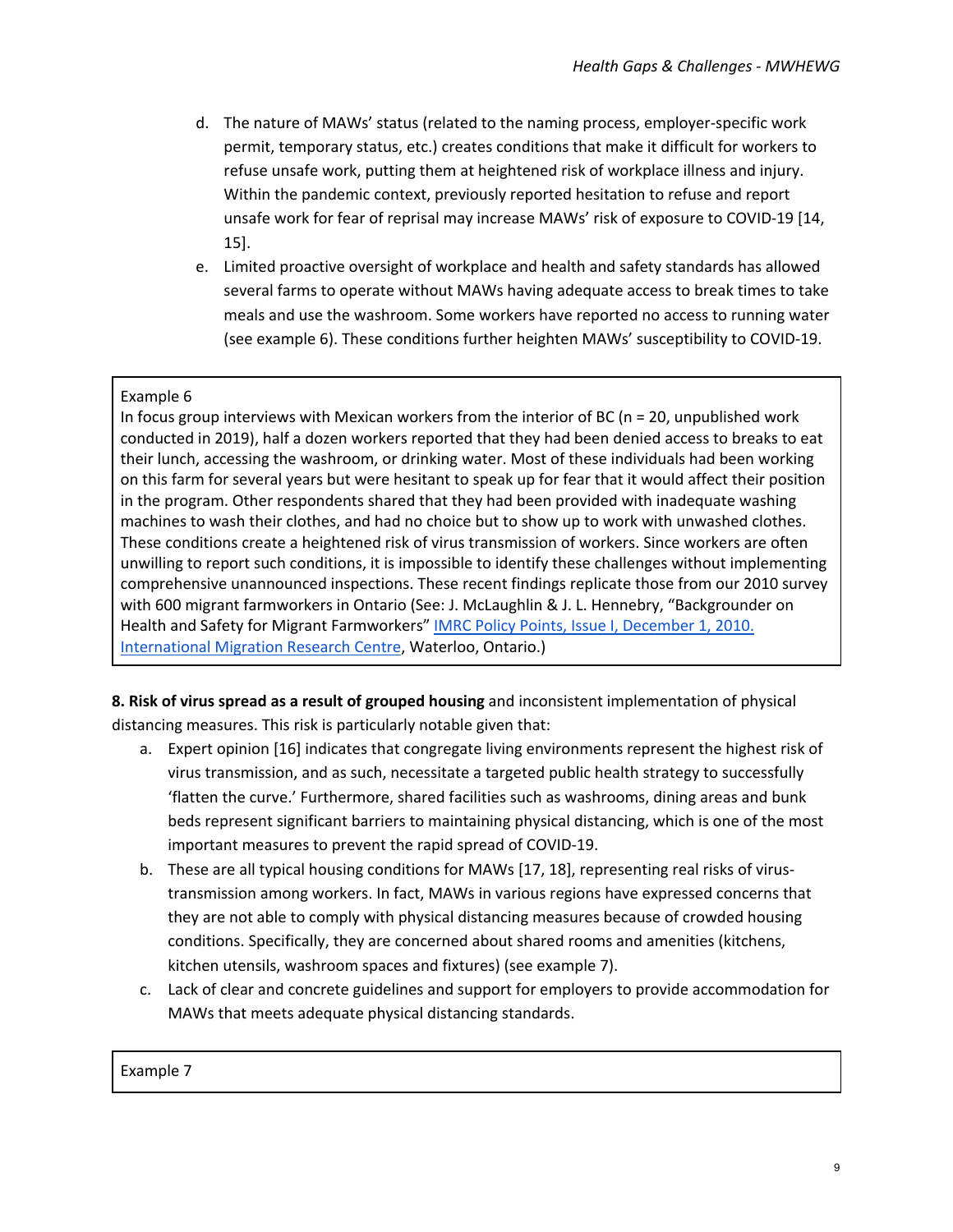d. The nature of MAWs' status (related to the naming process, employer-specific work permit, temporary status, etc.) creates conditions that make it difficult for workers to refuse unsafe work, putting them at heightened risk of workplace illness and injury. Within the pandemic context, previously reported hesitation to refuse and report unsafe work for fear of reprisal may increase MAWs' risk of exposure to COVID-19 [14, 15].

e. Limited proactive oversight of workplace and health and safety standards has allowed several farms to operate without MAWs having adequate access to break times to take meals and use the washroom. Some workers have reported no access to running water (see example 6). These conditions further heighten MAWs' susceptibility to COVID-19.

> Example 6
>
> In focus group interviews with Mexican workers from the interior of BC (n = 20, unpublished work conducted in 2019), half a dozen workers reported that they had been denied access to breaks to eat their lunch, accessing the washroom, or drinking water. Most of these individuals had been working on this farm for several years but were hesitant to speak up for fear that it would affect their position in the program. Other respondents shared that they had been provided with inadequate washing machines to wash their clothes, and had no choice but to show up to work with unwashed clothes. These conditions create a heightened risk of virus transmission of workers. Since workers are often unwilling to report such conditions, it is impossible to identify these challenges without implementing comprehensive unannounced inspections. These recent findings replicate those from our 2010 survey with 600 migrant farmworkers in Ontario (See: J. McLaughlin & J. L. Hennebry, "Backgrounder on Health and Safety for Migrant Farmworkers" IMRC Policy Points, Issue I, December 1, 2010. International Migration Research Centre, Waterloo, Ontario.)

**8. Risk of virus spread as a result of grouped housing** and inconsistent implementation of physical distancing measures. This risk is particularly notable given that:

a. Expert opinion [16] indicates that congregate living environments represent the highest risk of virus transmission, and as such, necessitate a targeted public health strategy to successfully 'flatten the curve.' Furthermore, shared facilities such as washrooms, dining areas and bunk beds represent significant barriers to maintaining physical distancing, which is one of the most important measures to prevent the rapid spread of COVID-19.

b. These are all typical housing conditions for MAWs [17, 18], representing real risks of virus-transmission among workers. In fact, MAWs in various regions have expressed concerns that they are not able to comply with physical distancing measures because of crowded housing conditions. Specifically, they are concerned about shared rooms and amenities (kitchens, kitchen utensils, washroom spaces and fixtures) (see example 7).

c. Lack of clear and concrete guidelines and support for employers to provide accommodation for MAWs that meets adequate physical distancing standards.

> Example 7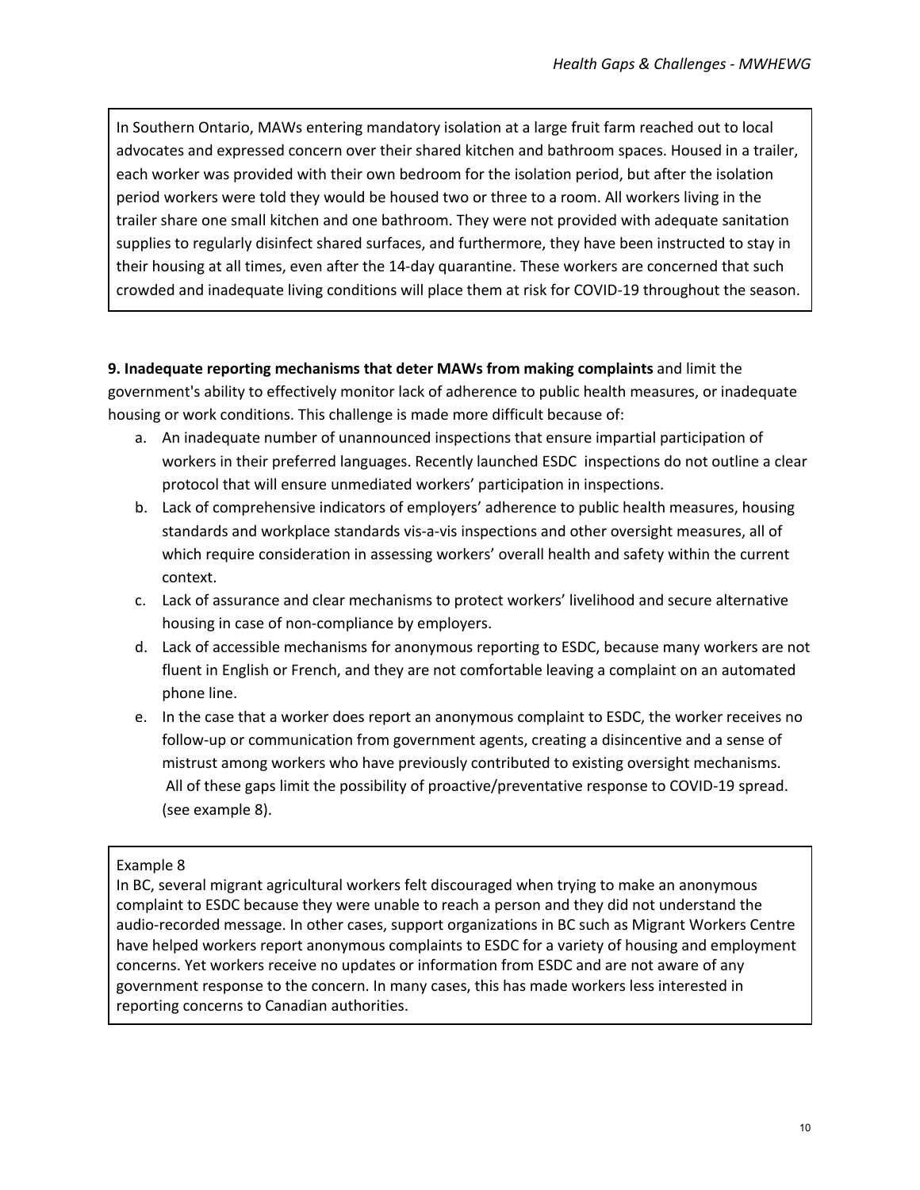In Southern Ontario, MAWs entering mandatory isolation at a large fruit farm reached out to local advocates and expressed concern over their shared kitchen and bathroom spaces. Housed in a trailer, each worker was provided with their own bedroom for the isolation period, but after the isolation period workers were told they would be housed two or three to a room. All workers living in the trailer share one small kitchen and one bathroom. They were not provided with adequate sanitation supplies to regularly disinfect shared surfaces, and furthermore, they have been instructed to stay in their housing at all times, even after the 14-day quarantine. These workers are concerned that such crowded and inadequate living conditions will place them at risk for COVID-19 throughout the season.

**9. Inadequate reporting mechanisms that deter MAWs from making complaints** and limit the government's ability to effectively monitor lack of adherence to public health measures, or inadequate housing or work conditions. This challenge is made more difficult because of:

a. An inadequate number of unannounced inspections that ensure impartial participation of workers in their preferred languages. Recently launched ESDC inspections do not outline a clear protocol that will ensure unmediated workers' participation in inspections.
b. Lack of comprehensive indicators of employers' adherence to public health measures, housing standards and workplace standards vis-a-vis inspections and other oversight measures, all of which require consideration in assessing workers' overall health and safety within the current context.
c. Lack of assurance and clear mechanisms to protect workers' livelihood and secure alternative housing in case of non-compliance by employers.
d. Lack of accessible mechanisms for anonymous reporting to ESDC, because many workers are not fluent in English or French, and they are not comfortable leaving a complaint on an automated phone line.
e. In the case that a worker does report an anonymous complaint to ESDC, the worker receives no follow-up or communication from government agents, creating a disincentive and a sense of mistrust among workers who have previously contributed to existing oversight mechanisms. All of these gaps limit the possibility of proactive/preventative response to COVID-19 spread. (see example 8).

Example 8

In BC, several migrant agricultural workers felt discouraged when trying to make an anonymous complaint to ESDC because they were unable to reach a person and they did not understand the audio-recorded message. In other cases, support organizations in BC such as Migrant Workers Centre have helped workers report anonymous complaints to ESDC for a variety of housing and employment concerns. Yet workers receive no updates or information from ESDC and are not aware of any government response to the concern. In many cases, this has made workers less interested in reporting concerns to Canadian authorities.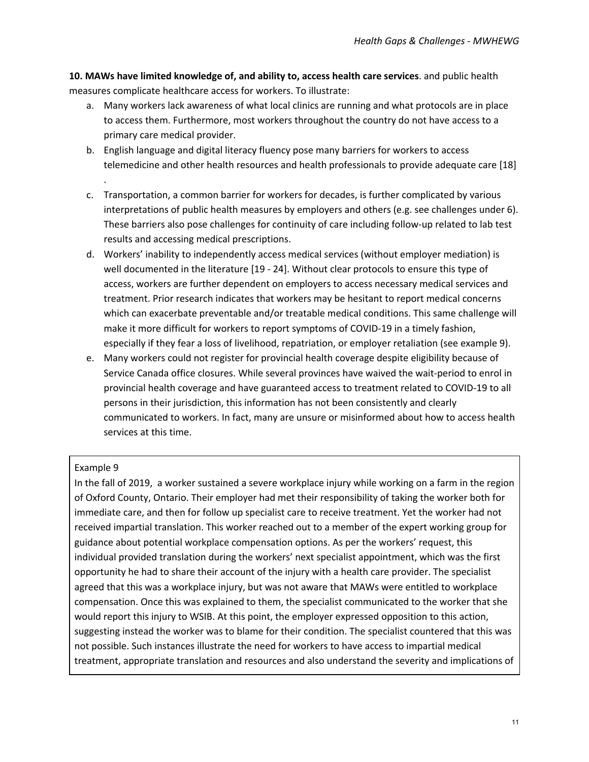**10. MAWs have limited knowledge of, and ability to, access health care services**. and public health measures complicate healthcare access for workers. To illustrate:

a. Many workers lack awareness of what local clinics are running and what protocols are in place to access them. Furthermore, most workers throughout the country do not have access to a primary care medical provider.
b. English language and digital literacy fluency pose many barriers for workers to access telemedicine and other health resources and health professionals to provide adequate care [18] .
c. Transportation, a common barrier for workers for decades, is further complicated by various interpretations of public health measures by employers and others (e.g. see challenges under 6). These barriers also pose challenges for continuity of care including follow-up related to lab test results and accessing medical prescriptions.
d. Workers' inability to independently access medical services (without employer mediation) is well documented in the literature [19 - 24]. Without clear protocols to ensure this type of access, workers are further dependent on employers to access necessary medical services and treatment. Prior research indicates that workers may be hesitant to report medical concerns which can exacerbate preventable and/or treatable medical conditions. This same challenge will make it more difficult for workers to report symptoms of COVID-19 in a timely fashion, especially if they fear a loss of livelihood, repatriation, or employer retaliation (see example 9).
e. Many workers could not register for provincial health coverage despite eligibility because of Service Canada office closures. While several provinces have waived the wait-period to enrol in provincial health coverage and have guaranteed access to treatment related to COVID-19 to all persons in their jurisdiction, this information has not been consistently and clearly communicated to workers. In fact, many are unsure or misinformed about how to access health services at this time.

> Example 9
>
> In the fall of 2019, a worker sustained a severe workplace injury while working on a farm in the region of Oxford County, Ontario. Their employer had met their responsibility of taking the worker both for immediate care, and then for follow up specialist care to receive treatment. Yet the worker had not received impartial translation. This worker reached out to a member of the expert working group for guidance about potential workplace compensation options. As per the workers' request, this individual provided translation during the workers' next specialist appointment, which was the first opportunity he had to share their account of the injury with a health care provider. The specialist agreed that this was a workplace injury, but was not aware that MAWs were entitled to workplace compensation. Once this was explained to them, the specialist communicated to the worker that she would report this injury to WSIB. At this point, the employer expressed opposition to this action, suggesting instead the worker was to blame for their condition. The specialist countered that this was not possible. Such instances illustrate the need for workers to have access to impartial medical treatment, appropriate translation and resources and also understand the severity and implications of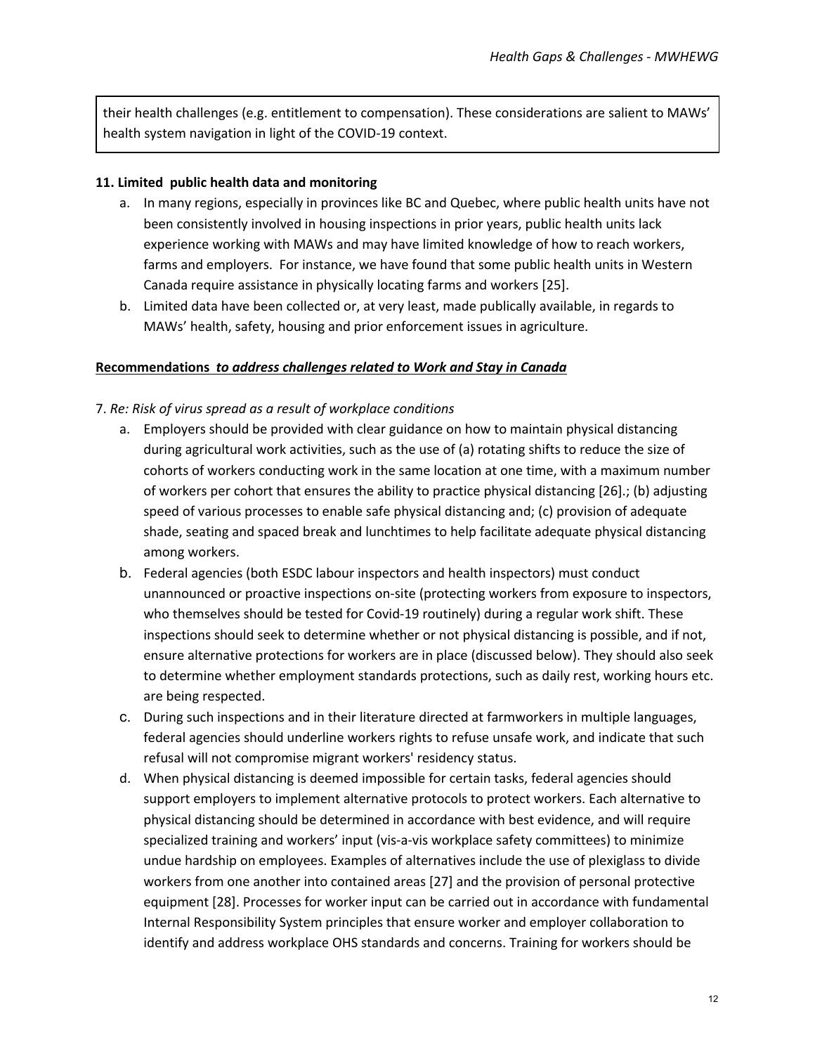their health challenges (e.g. entitlement to compensation). These considerations are salient to MAWs' health system navigation in light of the COVID-19 context.

**11. Limited public health data and monitoring**

a. In many regions, especially in provinces like BC and Quebec, where public health units have not been consistently involved in housing inspections in prior years, public health units lack experience working with MAWs and may have limited knowledge of how to reach workers, farms and employers. For instance, we have found that some public health units in Western Canada require assistance in physically locating farms and workers [25].

b. Limited data have been collected or, at very least, made publically available, in regards to MAWs' health, safety, housing and prior enforcement issues in agriculture.

**<u>Recommendations *to address challenges related to Work and Stay in Canada*</u>**

7. *Re: Risk of virus spread as a result of workplace conditions*

a. Employers should be provided with clear guidance on how to maintain physical distancing during agricultural work activities, such as the use of (a) rotating shifts to reduce the size of cohorts of workers conducting work in the same location at one time, with a maximum number of workers per cohort that ensures the ability to practice physical distancing [26].; (b) adjusting speed of various processes to enable safe physical distancing and; (c) provision of adequate shade, seating and spaced break and lunchtimes to help facilitate adequate physical distancing among workers.

b. Federal agencies (both ESDC labour inspectors and health inspectors) must conduct unannounced or proactive inspections on-site (protecting workers from exposure to inspectors, who themselves should be tested for Covid-19 routinely) during a regular work shift. These inspections should seek to determine whether or not physical distancing is possible, and if not, ensure alternative protections for workers are in place (discussed below). They should also seek to determine whether employment standards protections, such as daily rest, working hours etc. are being respected.

c. During such inspections and in their literature directed at farmworkers in multiple languages, federal agencies should underline workers rights to refuse unsafe work, and indicate that such refusal will not compromise migrant workers' residency status.

d. When physical distancing is deemed impossible for certain tasks, federal agencies should support employers to implement alternative protocols to protect workers. Each alternative to physical distancing should be determined in accordance with best evidence, and will require specialized training and workers' input (vis-a-vis workplace safety committees) to minimize undue hardship on employees. Examples of alternatives include the use of plexiglass to divide workers from one another into contained areas [27] and the provision of personal protective equipment [28]. Processes for worker input can be carried out in accordance with fundamental Internal Responsibility System principles that ensure worker and employer collaboration to identify and address workplace OHS standards and concerns. Training for workers should be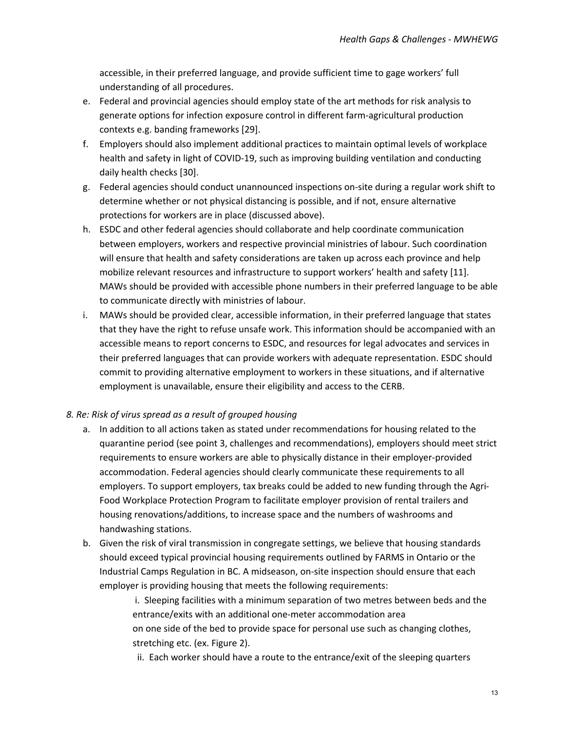accessible, in their preferred language, and provide sufficient time to gage workers' full understanding of all procedures.

e. Federal and provincial agencies should employ state of the art methods for risk analysis to generate options for infection exposure control in different farm-agricultural production contexts e.g. banding frameworks [29].
f. Employers should also implement additional practices to maintain optimal levels of workplace health and safety in light of COVID-19, such as improving building ventilation and conducting daily health checks [30].
g. Federal agencies should conduct unannounced inspections on-site during a regular work shift to determine whether or not physical distancing is possible, and if not, ensure alternative protections for workers are in place (discussed above).
h. ESDC and other federal agencies should collaborate and help coordinate communication between employers, workers and respective provincial ministries of labour. Such coordination will ensure that health and safety considerations are taken up across each province and help mobilize relevant resources and infrastructure to support workers' health and safety [11]. MAWs should be provided with accessible phone numbers in their preferred language to be able to communicate directly with ministries of labour.
i. MAWs should be provided clear, accessible information, in their preferred language that states that they have the right to refuse unsafe work. This information should be accompanied with an accessible means to report concerns to ESDC, and resources for legal advocates and services in their preferred languages that can provide workers with adequate representation. ESDC should commit to providing alternative employment to workers in these situations, and if alternative employment is unavailable, ensure their eligibility and access to the CERB.

*8. Re: Risk of virus spread as a result of grouped housing*

a. In addition to all actions taken as stated under recommendations for housing related to the quarantine period (see point 3, challenges and recommendations), employers should meet strict requirements to ensure workers are able to physically distance in their employer-provided accommodation. Federal agencies should clearly communicate these requirements to all employers. To support employers, tax breaks could be added to new funding through the Agri-Food Workplace Protection Program to facilitate employer provision of rental trailers and housing renovations/additions, to increase space and the numbers of washrooms and handwashing stations.
b. Given the risk of viral transmission in congregate settings, we believe that housing standards should exceed typical provincial housing requirements outlined by FARMS in Ontario or the Industrial Camps Regulation in BC. A midseason, on-site inspection should ensure that each employer is providing housing that meets the following requirements:
    i. Sleeping facilities with a minimum separation of two metres between beds and the entrance/exits with an additional one-meter accommodation area on one side of the bed to provide space for personal use such as changing clothes, stretching etc. (ex. Figure 2).
    ii. Each worker should have a route to the entrance/exit of the sleeping quarters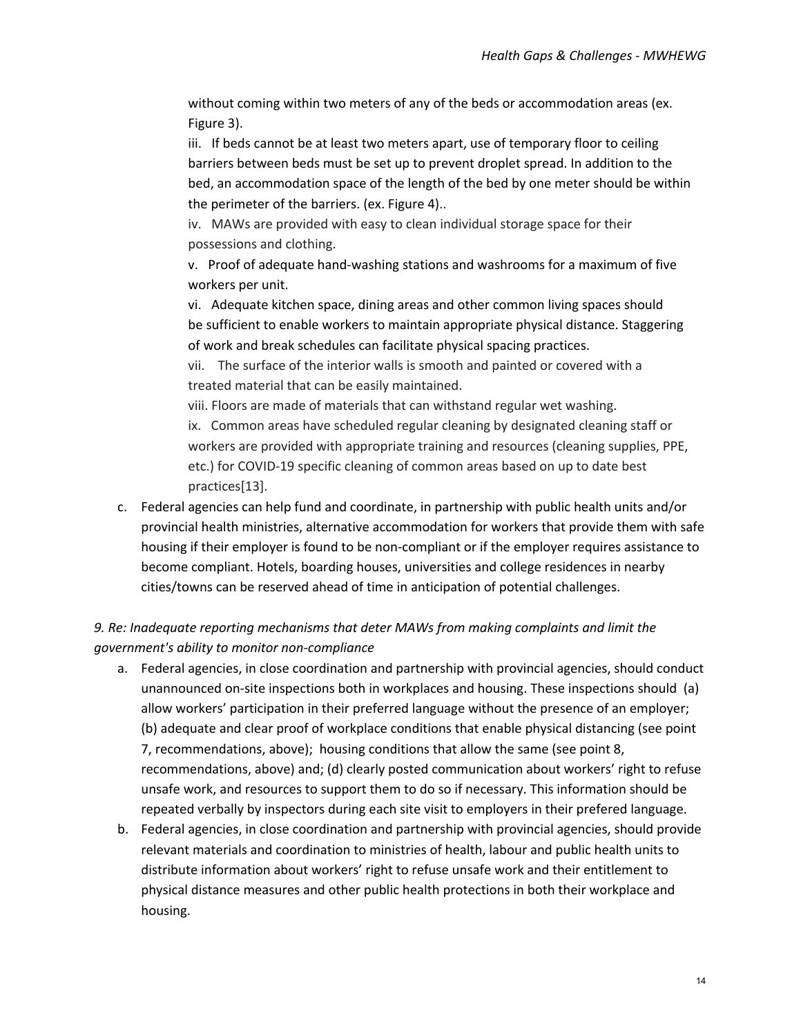without coming within two meters of any of the beds or accommodation areas (ex. Figure 3).

iii. If beds cannot be at least two meters apart, use of temporary floor to ceiling barriers between beds must be set up to prevent droplet spread. In addition to the bed, an accommodation space of the length of the bed by one meter should be within the perimeter of the barriers. (ex. Figure 4)..

iv. MAWs are provided with easy to clean individual storage space for their possessions and clothing.

v. Proof of adequate hand-washing stations and washrooms for a maximum of five workers per unit.

vi. Adequate kitchen space, dining areas and other common living spaces should be sufficient to enable workers to maintain appropriate physical distance. Staggering of work and break schedules can facilitate physical spacing practices.

vii. The surface of the interior walls is smooth and painted or covered with a treated material that can be easily maintained.

viii. Floors are made of materials that can withstand regular wet washing.

ix. Common areas have scheduled regular cleaning by designated cleaning staff or workers are provided with appropriate training and resources (cleaning supplies, PPE, etc.) for COVID-19 specific cleaning of common areas based on up to date best practices[13].

c. Federal agencies can help fund and coordinate, in partnership with public health units and/or provincial health ministries, alternative accommodation for workers that provide them with safe housing if their employer is found to be non-compliant or if the employer requires assistance to become compliant. Hotels, boarding houses, universities and college residences in nearby cities/towns can be reserved ahead of time in anticipation of potential challenges.

*9. Re: Inadequate reporting mechanisms that deter MAWs from making complaints and limit the government's ability to monitor non-compliance*

a. Federal agencies, in close coordination and partnership with provincial agencies, should conduct unannounced on-site inspections both in workplaces and housing. These inspections should (a) allow workers' participation in their preferred language without the presence of an employer; (b) adequate and clear proof of workplace conditions that enable physical distancing (see point 7, recommendations, above); housing conditions that allow the same (see point 8, recommendations, above) and; (d) clearly posted communication about workers' right to refuse unsafe work, and resources to support them to do so if necessary. This information should be repeated verbally by inspectors during each site visit to employers in their prefered language.

b. Federal agencies, in close coordination and partnership with provincial agencies, should provide relevant materials and coordination to ministries of health, labour and public health units to distribute information about workers' right to refuse unsafe work and their entitlement to physical distance measures and other public health protections in both their workplace and housing.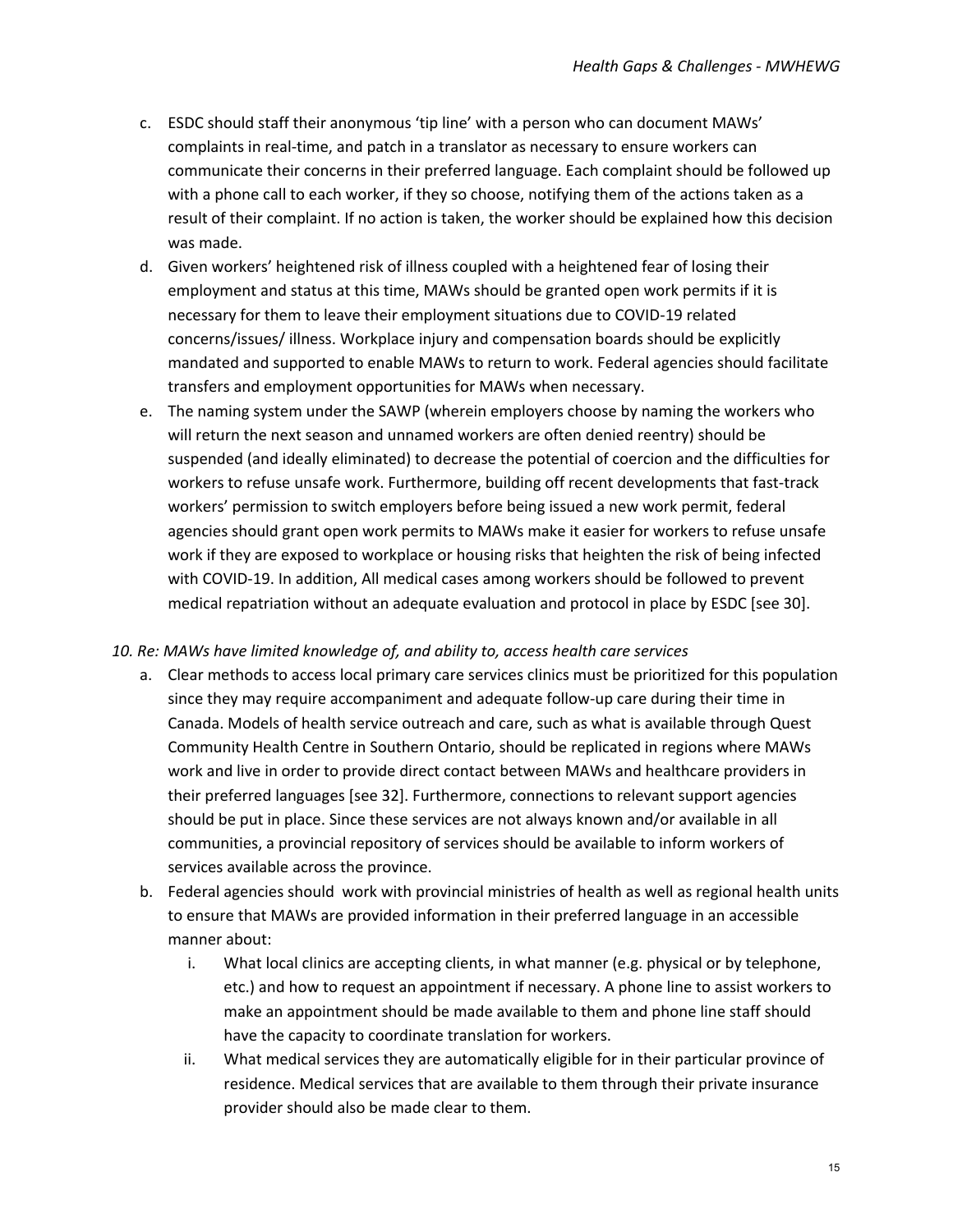c. ESDC should staff their anonymous 'tip line' with a person who can document MAWs' complaints in real-time, and patch in a translator as necessary to ensure workers can communicate their concerns in their preferred language. Each complaint should be followed up with a phone call to each worker, if they so choose, notifying them of the actions taken as a result of their complaint. If no action is taken, the worker should be explained how this decision was made.

d. Given workers' heightened risk of illness coupled with a heightened fear of losing their employment and status at this time, MAWs should be granted open work permits if it is necessary for them to leave their employment situations due to COVID-19 related concerns/issues/ illness. Workplace injury and compensation boards should be explicitly mandated and supported to enable MAWs to return to work. Federal agencies should facilitate transfers and employment opportunities for MAWs when necessary.

e. The naming system under the SAWP (wherein employers choose by naming the workers who will return the next season and unnamed workers are often denied reentry) should be suspended (and ideally eliminated) to decrease the potential of coercion and the difficulties for workers to refuse unsafe work. Furthermore, building off recent developments that fast-track workers' permission to switch employers before being issued a new work permit, federal agencies should grant open work permits to MAWs make it easier for workers to refuse unsafe work if they are exposed to workplace or housing risks that heighten the risk of being infected with COVID-19. In addition, All medical cases among workers should be followed to prevent medical repatriation without an adequate evaluation and protocol in place by ESDC [see 30].

*10. Re: MAWs have limited knowledge of, and ability to, access health care services*

a. Clear methods to access local primary care services clinics must be prioritized for this population since they may require accompaniment and adequate follow-up care during their time in Canada. Models of health service outreach and care, such as what is available through Quest Community Health Centre in Southern Ontario, should be replicated in regions where MAWs work and live in order to provide direct contact between MAWs and healthcare providers in their preferred languages [see 32]. Furthermore, connections to relevant support agencies should be put in place. Since these services are not always known and/or available in all communities, a provincial repository of services should be available to inform workers of services available across the province.

b. Federal agencies should work with provincial ministries of health as well as regional health units to ensure that MAWs are provided information in their preferred language in an accessible manner about:

   i. What local clinics are accepting clients, in what manner (e.g. physical or by telephone, etc.) and how to request an appointment if necessary. A phone line to assist workers to make an appointment should be made available to them and phone line staff should have the capacity to coordinate translation for workers.

   ii. What medical services they are automatically eligible for in their particular province of residence. Medical services that are available to them through their private insurance provider should also be made clear to them.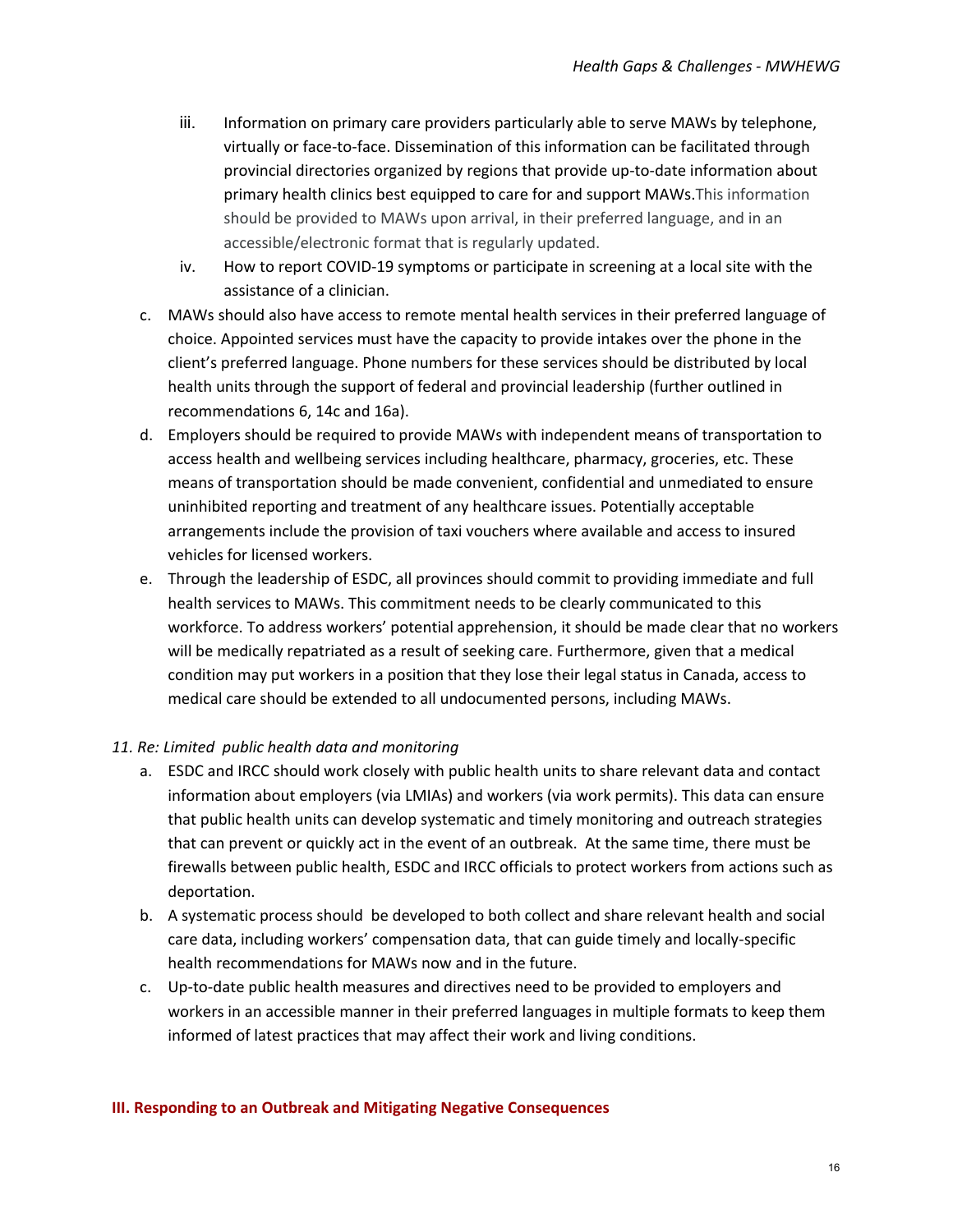iii. Information on primary care providers particularly able to serve MAWs by telephone, virtually or face-to-face. Dissemination of this information can be facilitated through provincial directories organized by regions that provide up-to-date information about primary health clinics best equipped to care for and support MAWs.This information should be provided to MAWs upon arrival, in their preferred language, and in an accessible/electronic format that is regularly updated.

iv. How to report COVID-19 symptoms or participate in screening at a local site with the assistance of a clinician.

c. MAWs should also have access to remote mental health services in their preferred language of choice. Appointed services must have the capacity to provide intakes over the phone in the client's preferred language. Phone numbers for these services should be distributed by local health units through the support of federal and provincial leadership (further outlined in recommendations 6, 14c and 16a).

d. Employers should be required to provide MAWs with independent means of transportation to access health and wellbeing services including healthcare, pharmacy, groceries, etc. These means of transportation should be made convenient, confidential and unmediated to ensure uninhibited reporting and treatment of any healthcare issues. Potentially acceptable arrangements include the provision of taxi vouchers where available and access to insured vehicles for licensed workers.

e. Through the leadership of ESDC, all provinces should commit to providing immediate and full health services to MAWs. This commitment needs to be clearly communicated to this workforce. To address workers' potential apprehension, it should be made clear that no workers will be medically repatriated as a result of seeking care. Furthermore, given that a medical condition may put workers in a position that they lose their legal status in Canada, access to medical care should be extended to all undocumented persons, including MAWs.

*11. Re: Limited public health data and monitoring*

a. ESDC and IRCC should work closely with public health units to share relevant data and contact information about employers (via LMIAs) and workers (via work permits). This data can ensure that public health units can develop systematic and timely monitoring and outreach strategies that can prevent or quickly act in the event of an outbreak. At the same time, there must be firewalls between public health, ESDC and IRCC officials to protect workers from actions such as deportation.

b. A systematic process should be developed to both collect and share relevant health and social care data, including workers' compensation data, that can guide timely and locally-specific health recommendations for MAWs now and in the future.

c. Up-to-date public health measures and directives need to be provided to employers and workers in an accessible manner in their preferred languages in multiple formats to keep them informed of latest practices that may affect their work and living conditions.

## III. Responding to an Outbreak and Mitigating Negative Consequences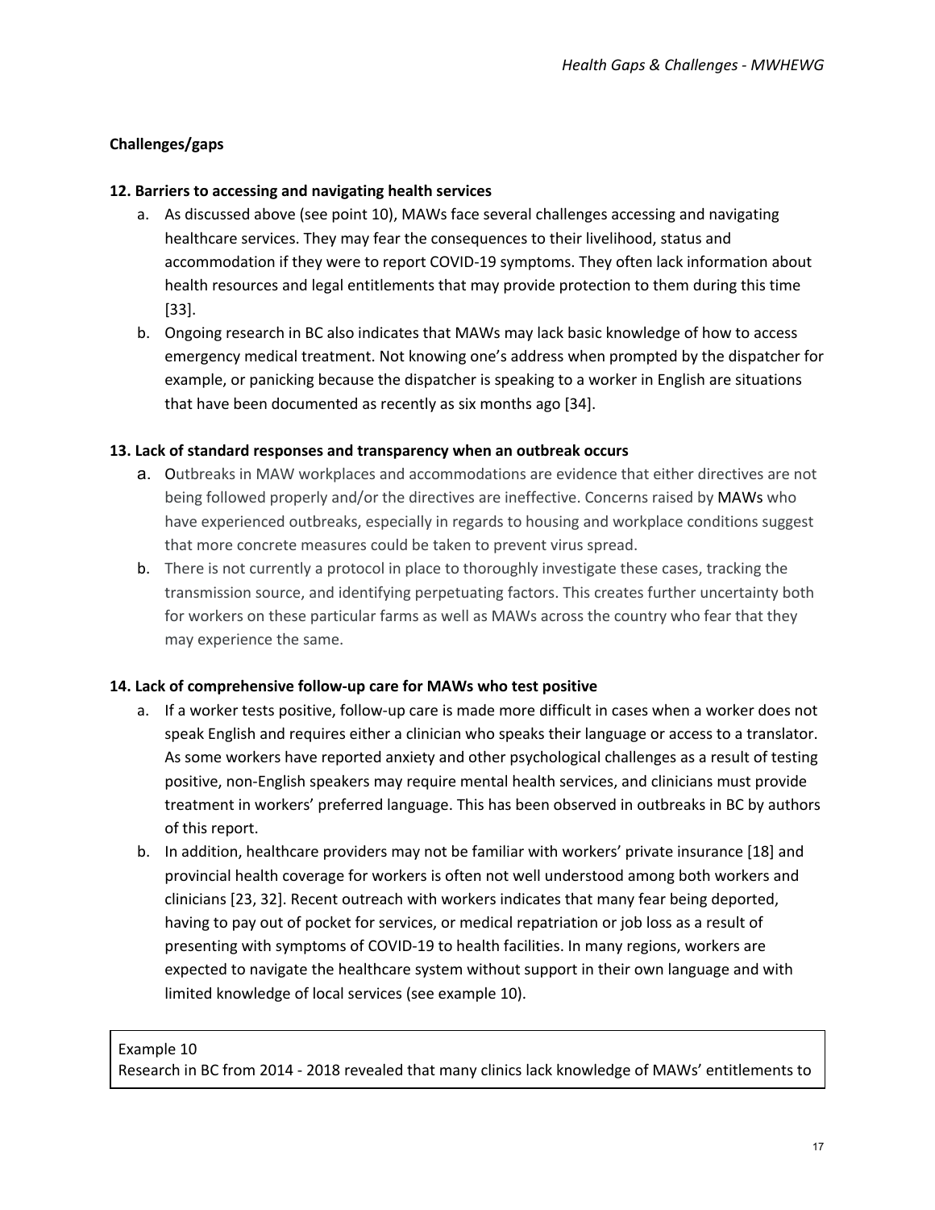**Challenges/gaps**

**12. Barriers to accessing and navigating health services**

a. As discussed above (see point 10), MAWs face several challenges accessing and navigating healthcare services. They may fear the consequences to their livelihood, status and accommodation if they were to report COVID-19 symptoms. They often lack information about health resources and legal entitlements that may provide protection to them during this time [33].

b. Ongoing research in BC also indicates that MAWs may lack basic knowledge of how to access emergency medical treatment. Not knowing one's address when prompted by the dispatcher for example, or panicking because the dispatcher is speaking to a worker in English are situations that have been documented as recently as six months ago [34].

**13. Lack of standard responses and transparency when an outbreak occurs**

a. Outbreaks in MAW workplaces and accommodations are evidence that either directives are not being followed properly and/or the directives are ineffective. Concerns raised by MAWs who have experienced outbreaks, especially in regards to housing and workplace conditions suggest that more concrete measures could be taken to prevent virus spread.

b. There is not currently a protocol in place to thoroughly investigate these cases, tracking the transmission source, and identifying perpetuating factors. This creates further uncertainty both for workers on these particular farms as well as MAWs across the country who fear that they may experience the same.

**14. Lack of comprehensive follow-up care for MAWs who test positive**

a. If a worker tests positive, follow-up care is made more difficult in cases when a worker does not speak English and requires either a clinician who speaks their language or access to a translator. As some workers have reported anxiety and other psychological challenges as a result of testing positive, non-English speakers may require mental health services, and clinicians must provide treatment in workers' preferred language. This has been observed in outbreaks in BC by authors of this report.

b. In addition, healthcare providers may not be familiar with workers' private insurance [18] and provincial health coverage for workers is often not well understood among both workers and clinicians [23, 32]. Recent outreach with workers indicates that many fear being deported, having to pay out of pocket for services, or medical repatriation or job loss as a result of presenting with symptoms of COVID-19 to health facilities. In many regions, workers are expected to navigate the healthcare system without support in their own language and with limited knowledge of local services (see example 10).

Example 10
Research in BC from 2014 - 2018 revealed that many clinics lack knowledge of MAWs' entitlements to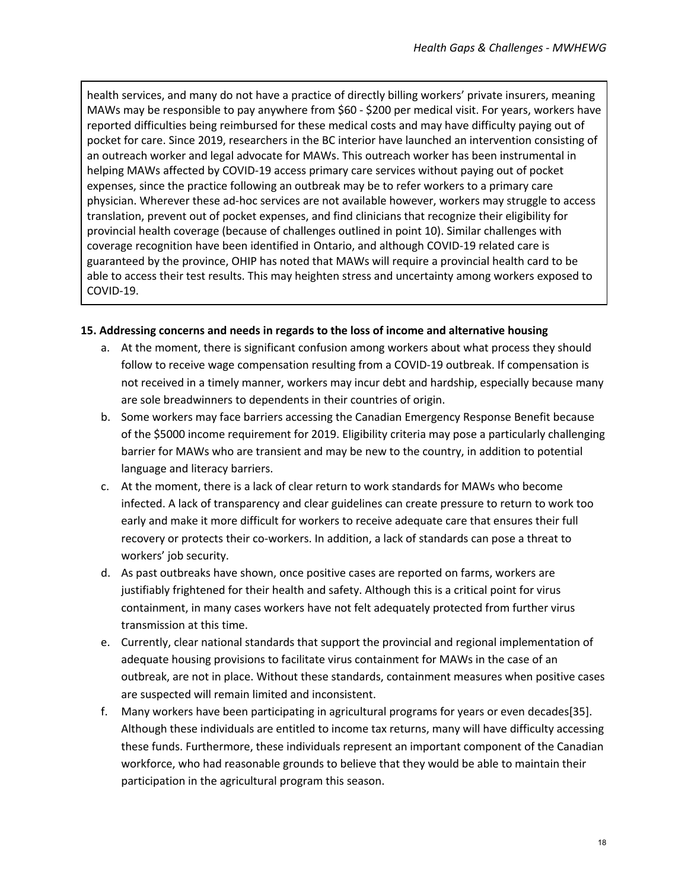health services, and many do not have a practice of directly billing workers' private insurers, meaning MAWs may be responsible to pay anywhere from $60 - $200 per medical visit. For years, workers have reported difficulties being reimbursed for these medical costs and may have difficulty paying out of pocket for care. Since 2019, researchers in the BC interior have launched an intervention consisting of an outreach worker and legal advocate for MAWs. This outreach worker has been instrumental in helping MAWs affected by COVID-19 access primary care services without paying out of pocket expenses, since the practice following an outbreak may be to refer workers to a primary care physician. Wherever these ad-hoc services are not available however, workers may struggle to access translation, prevent out of pocket expenses, and find clinicians that recognize their eligibility for provincial health coverage (because of challenges outlined in point 10). Similar challenges with coverage recognition have been identified in Ontario, and although COVID-19 related care is guaranteed by the province, OHIP has noted that MAWs will require a provincial health card to be able to access their test results. This may heighten stress and uncertainty among workers exposed to COVID-19.

**15. Addressing concerns and needs in regards to the loss of income and alternative housing**

a. At the moment, there is significant confusion among workers about what process they should follow to receive wage compensation resulting from a COVID-19 outbreak. If compensation is not received in a timely manner, workers may incur debt and hardship, especially because many are sole breadwinners to dependents in their countries of origin.

b. Some workers may face barriers accessing the Canadian Emergency Response Benefit because of the $5000 income requirement for 2019. Eligibility criteria may pose a particularly challenging barrier for MAWs who are transient and may be new to the country, in addition to potential language and literacy barriers.

c. At the moment, there is a lack of clear return to work standards for MAWs who become infected. A lack of transparency and clear guidelines can create pressure to return to work too early and make it more difficult for workers to receive adequate care that ensures their full recovery or protects their co-workers. In addition, a lack of standards can pose a threat to workers' job security.

d. As past outbreaks have shown, once positive cases are reported on farms, workers are justifiably frightened for their health and safety. Although this is a critical point for virus containment, in many cases workers have not felt adequately protected from further virus transmission at this time.

e. Currently, clear national standards that support the provincial and regional implementation of adequate housing provisions to facilitate virus containment for MAWs in the case of an outbreak, are not in place. Without these standards, containment measures when positive cases are suspected will remain limited and inconsistent.

f. Many workers have been participating in agricultural programs for years or even decades[35]. Although these individuals are entitled to income tax returns, many will have difficulty accessing these funds. Furthermore, these individuals represent an important component of the Canadian workforce, who had reasonable grounds to believe that they would be able to maintain their participation in the agricultural program this season.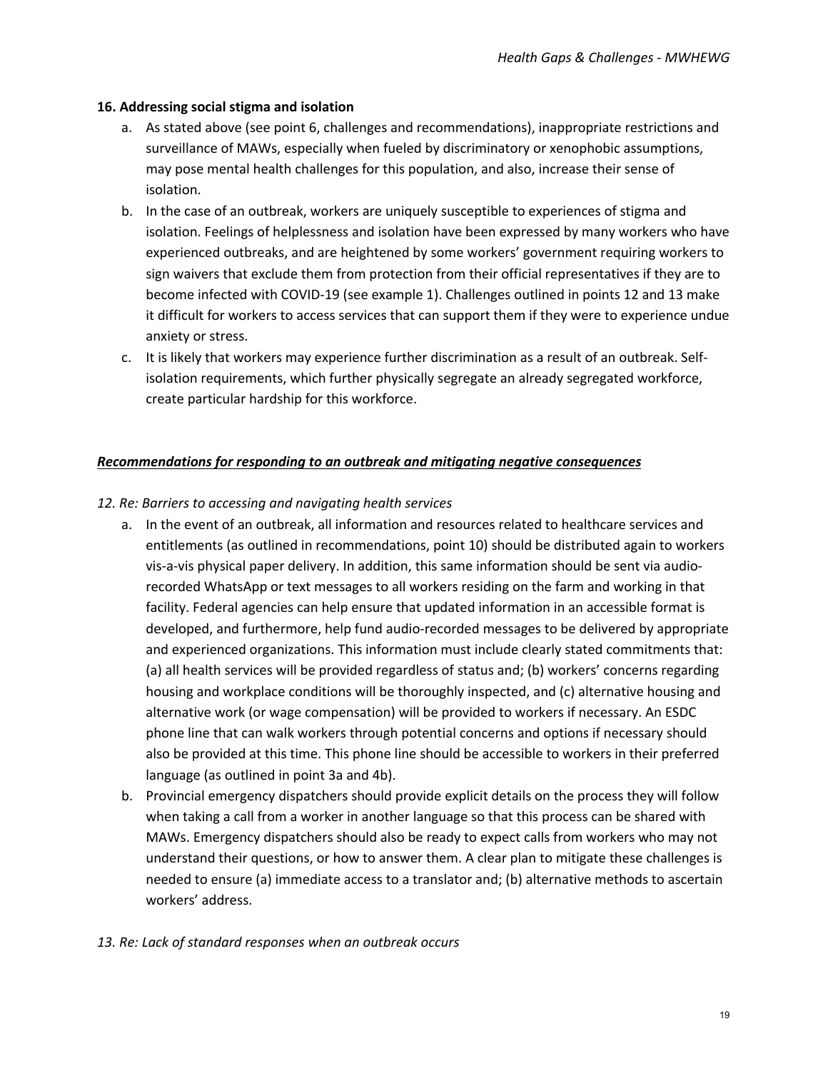**16. Addressing social stigma and isolation**

a. As stated above (see point 6, challenges and recommendations), inappropriate restrictions and surveillance of MAWs, especially when fueled by discriminatory or xenophobic assumptions, may pose mental health challenges for this population, and also, increase their sense of isolation.

b. In the case of an outbreak, workers are uniquely susceptible to experiences of stigma and isolation. Feelings of helplessness and isolation have been expressed by many workers who have experienced outbreaks, and are heightened by some workers' government requiring workers to sign waivers that exclude them from protection from their official representatives if they are to become infected with COVID-19 (see example 1). Challenges outlined in points 12 and 13 make it difficult for workers to access services that can support them if they were to experience undue anxiety or stress.

c. It is likely that workers may experience further discrimination as a result of an outbreak. Self-isolation requirements, which further physically segregate an already segregated workforce, create particular hardship for this workforce.

***<u>Recommendations for responding to an outbreak and mitigating negative consequences</u>***

*12. Re: Barriers to accessing and navigating health services*

a. In the event of an outbreak, all information and resources related to healthcare services and entitlements (as outlined in recommendations, point 10) should be distributed again to workers vis-a-vis physical paper delivery. In addition, this same information should be sent via audio-recorded WhatsApp or text messages to all workers residing on the farm and working in that facility. Federal agencies can help ensure that updated information in an accessible format is developed, and furthermore, help fund audio-recorded messages to be delivered by appropriate and experienced organizations. This information must include clearly stated commitments that: (a) all health services will be provided regardless of status and; (b) workers' concerns regarding housing and workplace conditions will be thoroughly inspected, and (c) alternative housing and alternative work (or wage compensation) will be provided to workers if necessary. An ESDC phone line that can walk workers through potential concerns and options if necessary should also be provided at this time. This phone line should be accessible to workers in their preferred language (as outlined in point 3a and 4b).

b. Provincial emergency dispatchers should provide explicit details on the process they will follow when taking a call from a worker in another language so that this process can be shared with MAWs. Emergency dispatchers should also be ready to expect calls from workers who may not understand their questions, or how to answer them. A clear plan to mitigate these challenges is needed to ensure (a) immediate access to a translator and; (b) alternative methods to ascertain workers' address.

*13. Re: Lack of standard responses when an outbreak occurs*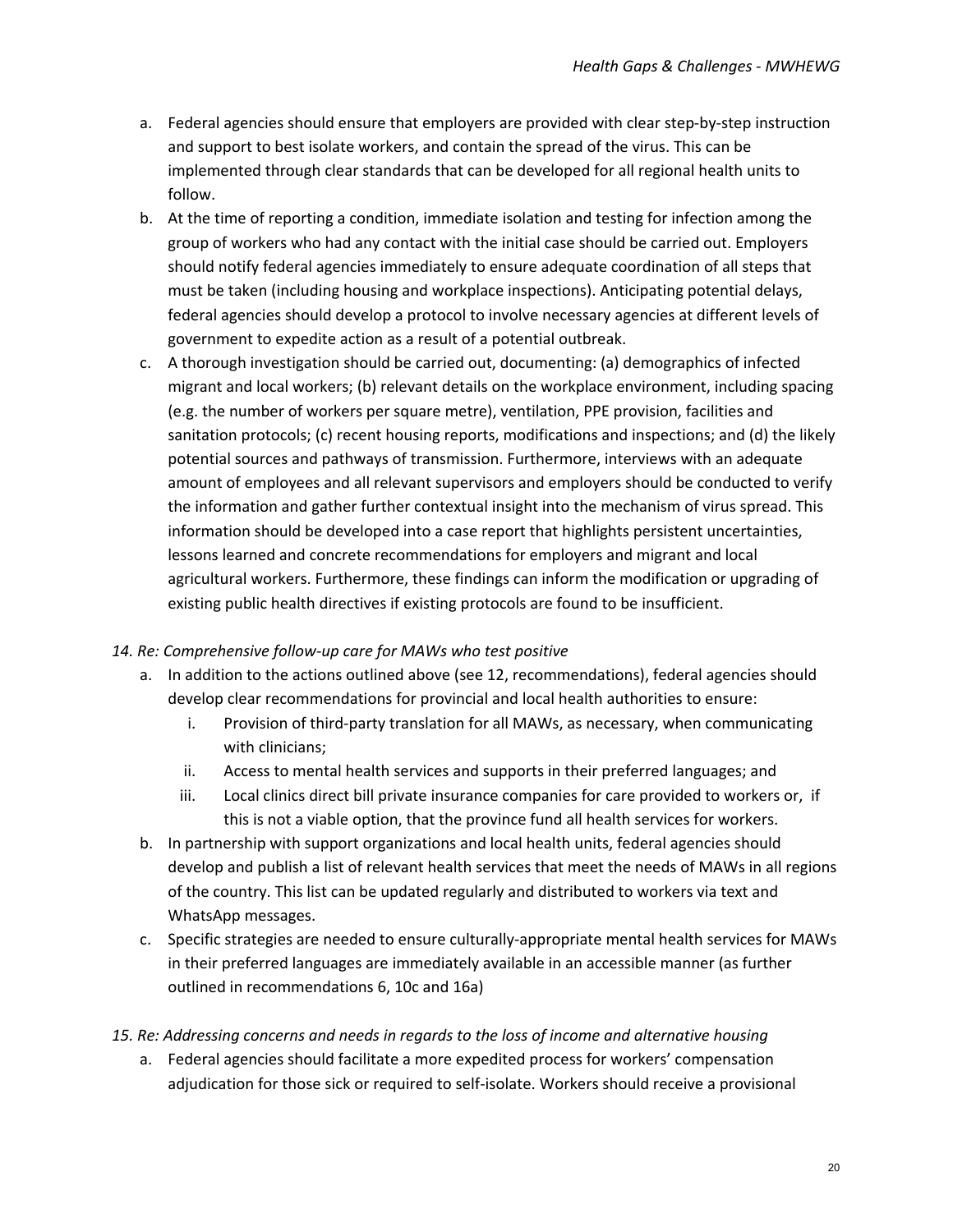a. Federal agencies should ensure that employers are provided with clear step-by-step instruction and support to best isolate workers, and contain the spread of the virus. This can be implemented through clear standards that can be developed for all regional health units to follow.
b. At the time of reporting a condition, immediate isolation and testing for infection among the group of workers who had any contact with the initial case should be carried out. Employers should notify federal agencies immediately to ensure adequate coordination of all steps that must be taken (including housing and workplace inspections). Anticipating potential delays, federal agencies should develop a protocol to involve necessary agencies at different levels of government to expedite action as a result of a potential outbreak.
c. A thorough investigation should be carried out, documenting: (a) demographics of infected migrant and local workers; (b) relevant details on the workplace environment, including spacing (e.g. the number of workers per square metre), ventilation, PPE provision, facilities and sanitation protocols; (c) recent housing reports, modifications and inspections; and (d) the likely potential sources and pathways of transmission. Furthermore, interviews with an adequate amount of employees and all relevant supervisors and employers should be conducted to verify the information and gather further contextual insight into the mechanism of virus spread. This information should be developed into a case report that highlights persistent uncertainties, lessons learned and concrete recommendations for employers and migrant and local agricultural workers. Furthermore, these findings can inform the modification or upgrading of existing public health directives if existing protocols are found to be insufficient.

*14. Re: Comprehensive follow-up care for MAWs who test positive*

a. In addition to the actions outlined above (see 12, recommendations), federal agencies should develop clear recommendations for provincial and local health authorities to ensure:
   i. Provision of third-party translation for all MAWs, as necessary, when communicating with clinicians;
   ii. Access to mental health services and supports in their preferred languages; and
   iii. Local clinics direct bill private insurance companies for care provided to workers or, if this is not a viable option, that the province fund all health services for workers.
b. In partnership with support organizations and local health units, federal agencies should develop and publish a list of relevant health services that meet the needs of MAWs in all regions of the country. This list can be updated regularly and distributed to workers via text and WhatsApp messages.
c. Specific strategies are needed to ensure culturally-appropriate mental health services for MAWs in their preferred languages are immediately available in an accessible manner (as further outlined in recommendations 6, 10c and 16a)

*15. Re: Addressing concerns and needs in regards to the loss of income and alternative housing*

a. Federal agencies should facilitate a more expedited process for workers' compensation adjudication for those sick or required to self-isolate. Workers should receive a provisional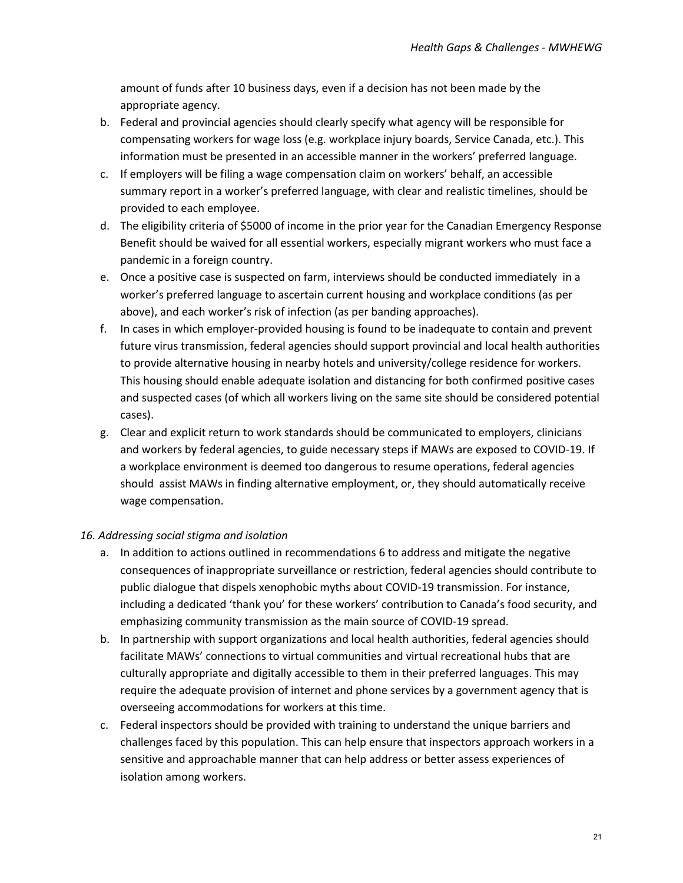amount of funds after 10 business days, even if a decision has not been made by the appropriate agency.

b. Federal and provincial agencies should clearly specify what agency will be responsible for compensating workers for wage loss (e.g. workplace injury boards, Service Canada, etc.). This information must be presented in an accessible manner in the workers' preferred language.
c. If employers will be filing a wage compensation claim on workers' behalf, an accessible summary report in a worker's preferred language, with clear and realistic timelines, should be provided to each employee.
d. The eligibility criteria of $5000 of income in the prior year for the Canadian Emergency Response Benefit should be waived for all essential workers, especially migrant workers who must face a pandemic in a foreign country.
e. Once a positive case is suspected on farm, interviews should be conducted immediately in a worker's preferred language to ascertain current housing and workplace conditions (as per above), and each worker's risk of infection (as per banding approaches).
f. In cases in which employer-provided housing is found to be inadequate to contain and prevent future virus transmission, federal agencies should support provincial and local health authorities to provide alternative housing in nearby hotels and university/college residence for workers. This housing should enable adequate isolation and distancing for both confirmed positive cases and suspected cases (of which all workers living on the same site should be considered potential cases).
g. Clear and explicit return to work standards should be communicated to employers, clinicians and workers by federal agencies, to guide necessary steps if MAWs are exposed to COVID-19. If a workplace environment is deemed too dangerous to resume operations, federal agencies should assist MAWs in finding alternative employment, or, they should automatically receive wage compensation.

*16. Addressing social stigma and isolation*

a. In addition to actions outlined in recommendations 6 to address and mitigate the negative consequences of inappropriate surveillance or restriction, federal agencies should contribute to public dialogue that dispels xenophobic myths about COVID-19 transmission. For instance, including a dedicated 'thank you' for these workers' contribution to Canada's food security, and emphasizing community transmission as the main source of COVID-19 spread.
b. In partnership with support organizations and local health authorities, federal agencies should facilitate MAWs' connections to virtual communities and virtual recreational hubs that are culturally appropriate and digitally accessible to them in their preferred languages. This may require the adequate provision of internet and phone services by a government agency that is overseeing accommodations for workers at this time.
c. Federal inspectors should be provided with training to understand the unique barriers and challenges faced by this population. This can help ensure that inspectors approach workers in a sensitive and approachable manner that can help address or better assess experiences of isolation among workers.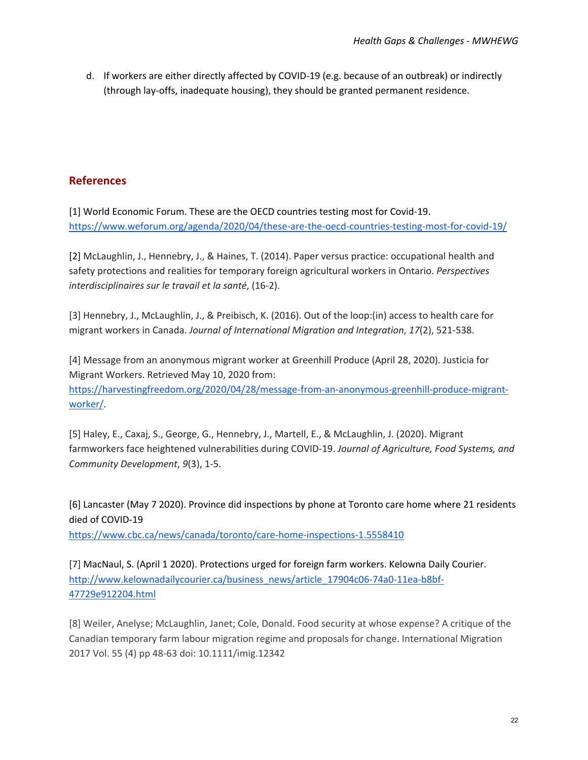d. If workers are either directly affected by COVID-19 (e.g. because of an outbreak) or indirectly (through lay-offs, inadequate housing), they should be granted permanent residence.

## References

[1] World Economic Forum. These are the OECD countries testing most for Covid-19. https://www.weforum.org/agenda/2020/04/these-are-the-oecd-countries-testing-most-for-covid-19/

[2] McLaughlin, J., Hennebry, J., & Haines, T. (2014). Paper versus practice: occupational health and safety protections and realities for temporary foreign agricultural workers in Ontario. *Perspectives interdisciplinaires sur le travail et la santé*, (16-2).

[3] Hennebry, J., McLaughlin, J., & Preibisch, K. (2016). Out of the loop:(in) access to health care for migrant workers in Canada. *Journal of International Migration and Integration*, *17*(2), 521-538.

[4] Message from an anonymous migrant worker at Greenhill Produce (April 28, 2020). Justicia for Migrant Workers. Retrieved May 10, 2020 from: https://harvestingfreedom.org/2020/04/28/message-from-an-anonymous-greenhill-produce-migrant-worker/.

[5] Haley, E., Caxaj, S., George, G., Hennebry, J., Martell, E., & McLaughlin, J. (2020). Migrant farmworkers face heightened vulnerabilities during COVID-19. *Journal of Agriculture, Food Systems, and Community Development*, *9*(3), 1-5.

[6] Lancaster (May 7 2020). Province did inspections by phone at Toronto care home where 21 residents died of COVID-19 https://www.cbc.ca/news/canada/toronto/care-home-inspections-1.5558410

[7] MacNaul, S. (April 1 2020). Protections urged for foreign farm workers. Kelowna Daily Courier. http://www.kelownadailycourier.ca/business_news/article_17904c06-74a0-11ea-b8bf-47729e912204.html

[8] Weiler, Anelyse; McLaughlin, Janet; Cole, Donald. Food security at whose expense? A critique of the Canadian temporary farm labour migration regime and proposals for change. International Migration 2017 Vol. 55 (4) pp 48-63 doi: 10.1111/imig.12342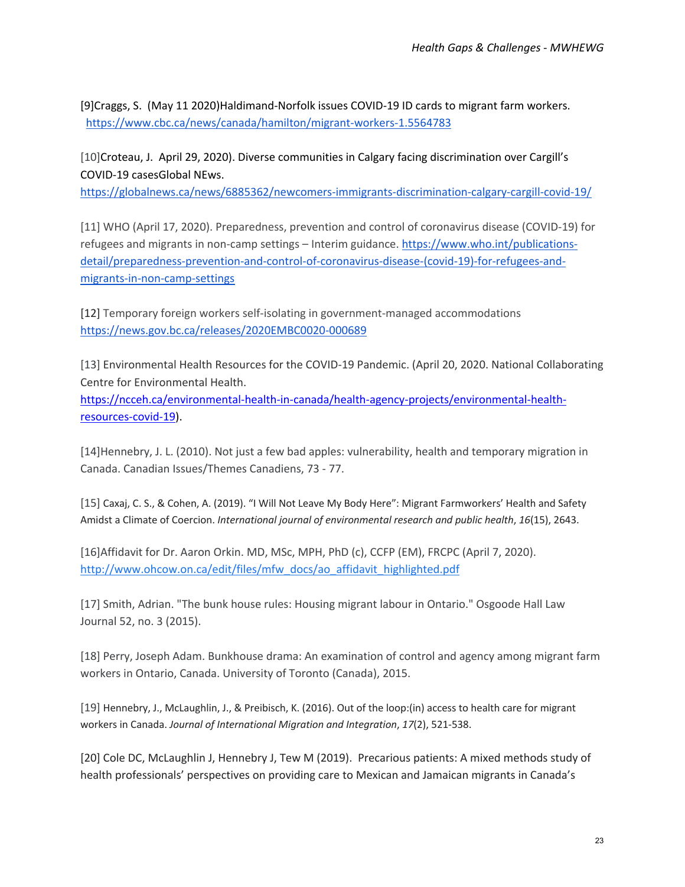[9]Craggs, S.  (May 11 2020)Haldimand-Norfolk issues COVID-19 ID cards to migrant farm workers. https://www.cbc.ca/news/canada/hamilton/migrant-workers-1.5564783

[10]Croteau, J.  April 29, 2020). Diverse communities in Calgary facing discrimination over Cargill's COVID-19 casesGlobal NEws. https://globalnews.ca/news/6885362/newcomers-immigrants-discrimination-calgary-cargill-covid-19/

[11] WHO (April 17, 2020). Preparedness, prevention and control of coronavirus disease (COVID-19) for refugees and migrants in non-camp settings – Interim guidance. https://www.who.int/publications-detail/preparedness-prevention-and-control-of-coronavirus-disease-(covid-19)-for-refugees-and-migrants-in-non-camp-settings

[12] Temporary foreign workers self-isolating in government-managed accommodations https://news.gov.bc.ca/releases/2020EMBC0020-000689

[13] Environmental Health Resources for the COVID-19 Pandemic. (April 20, 2020. National Collaborating Centre for Environmental Health. https://ncceh.ca/environmental-health-in-canada/health-agency-projects/environmental-health-resources-covid-19).

[14]Hennebry, J. L. (2010). Not just a few bad apples: vulnerability, health and temporary migration in Canada. Canadian Issues/Themes Canadiens, 73 - 77.

[15] Caxaj, C. S., & Cohen, A. (2019). "I Will Not Leave My Body Here": Migrant Farmworkers' Health and Safety Amidst a Climate of Coercion. *International journal of environmental research and public health*, *16*(15), 2643.

[16]Affidavit for Dr. Aaron Orkin. MD, MSc, MPH, PhD (c), CCFP (EM), FRCPC (April 7, 2020). http://www.ohcow.on.ca/edit/files/mfw_docs/ao_affidavit_highlighted.pdf

[17] Smith, Adrian. "The bunk house rules: Housing migrant labour in Ontario." Osgoode Hall Law Journal 52, no. 3 (2015).

[18] Perry, Joseph Adam. Bunkhouse drama: An examination of control and agency among migrant farm workers in Ontario, Canada. University of Toronto (Canada), 2015.

[19] Hennebry, J., McLaughlin, J., & Preibisch, K. (2016). Out of the loop:(in) access to health care for migrant workers in Canada. *Journal of International Migration and Integration*, *17*(2), 521-538.

[20] Cole DC, McLaughlin J, Hennebry J, Tew M (2019).  Precarious patients: A mixed methods study of health professionals' perspectives on providing care to Mexican and Jamaican migrants in Canada's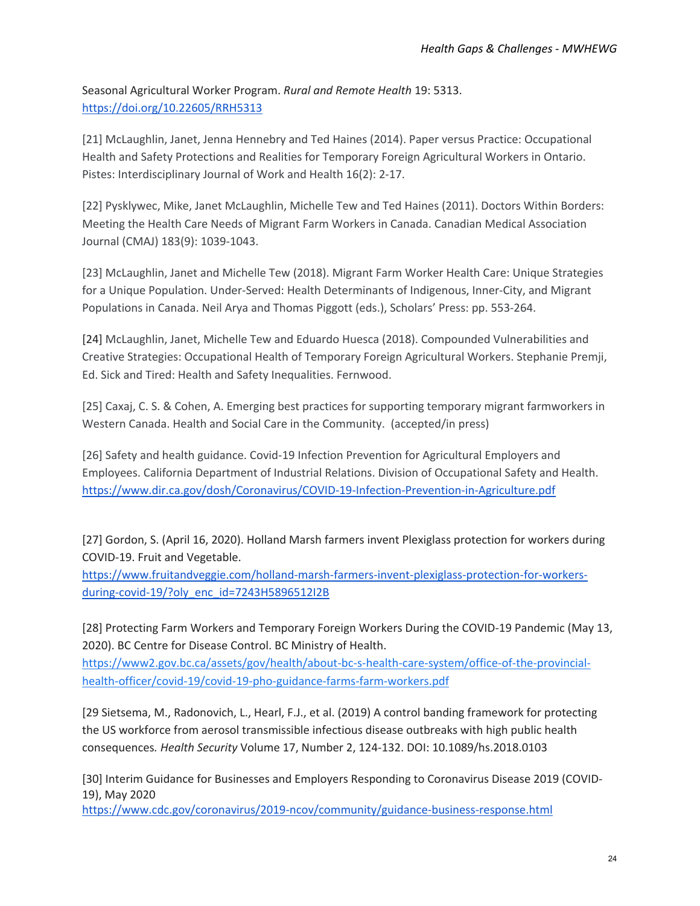Seasonal Agricultural Worker Program. *Rural and Remote Health* 19: 5313. https://doi.org/10.22605/RRH5313

[21] McLaughlin, Janet, Jenna Hennebry and Ted Haines (2014). Paper versus Practice: Occupational Health and Safety Protections and Realities for Temporary Foreign Agricultural Workers in Ontario. Pistes: Interdisciplinary Journal of Work and Health 16(2): 2-17.

[22] Pysklywec, Mike, Janet McLaughlin, Michelle Tew and Ted Haines (2011). Doctors Within Borders: Meeting the Health Care Needs of Migrant Farm Workers in Canada. Canadian Medical Association Journal (CMAJ) 183(9): 1039-1043.

[23] McLaughlin, Janet and Michelle Tew (2018). Migrant Farm Worker Health Care: Unique Strategies for a Unique Population. Under-Served: Health Determinants of Indigenous, Inner-City, and Migrant Populations in Canada. Neil Arya and Thomas Piggott (eds.), Scholars' Press: pp. 553-264.

[24] McLaughlin, Janet, Michelle Tew and Eduardo Huesca (2018). Compounded Vulnerabilities and Creative Strategies: Occupational Health of Temporary Foreign Agricultural Workers. Stephanie Premji, Ed. Sick and Tired: Health and Safety Inequalities. Fernwood.

[25] Caxaj, C. S. & Cohen, A. Emerging best practices for supporting temporary migrant farmworkers in Western Canada. Health and Social Care in the Community. (accepted/in press)

[26] Safety and health guidance. Covid-19 Infection Prevention for Agricultural Employers and Employees. California Department of Industrial Relations. Division of Occupational Safety and Health. https://www.dir.ca.gov/dosh/Coronavirus/COVID-19-Infection-Prevention-in-Agriculture.pdf

[27] Gordon, S. (April 16, 2020). Holland Marsh farmers invent Plexiglass protection for workers during COVID-19. Fruit and Vegetable. https://www.fruitandveggie.com/holland-marsh-farmers-invent-plexiglass-protection-for-workers-during-covid-19/?oly_enc_id=7243H5896512I2B

[28] Protecting Farm Workers and Temporary Foreign Workers During the COVID-19 Pandemic (May 13, 2020). BC Centre for Disease Control. BC Ministry of Health. https://www2.gov.bc.ca/assets/gov/health/about-bc-s-health-care-system/office-of-the-provincial-health-officer/covid-19/covid-19-pho-guidance-farms-farm-workers.pdf

[29 Sietsema, M., Radonovich, L., Hearl, F.J., et al. (2019) A control banding framework for protecting the US workforce from aerosol transmissible infectious disease outbreaks with high public health consequences. *Health Security* Volume 17, Number 2, 124-132. DOI: 10.1089/hs.2018.0103

[30] Interim Guidance for Businesses and Employers Responding to Coronavirus Disease 2019 (COVID-19), May 2020 https://www.cdc.gov/coronavirus/2019-ncov/community/guidance-business-response.html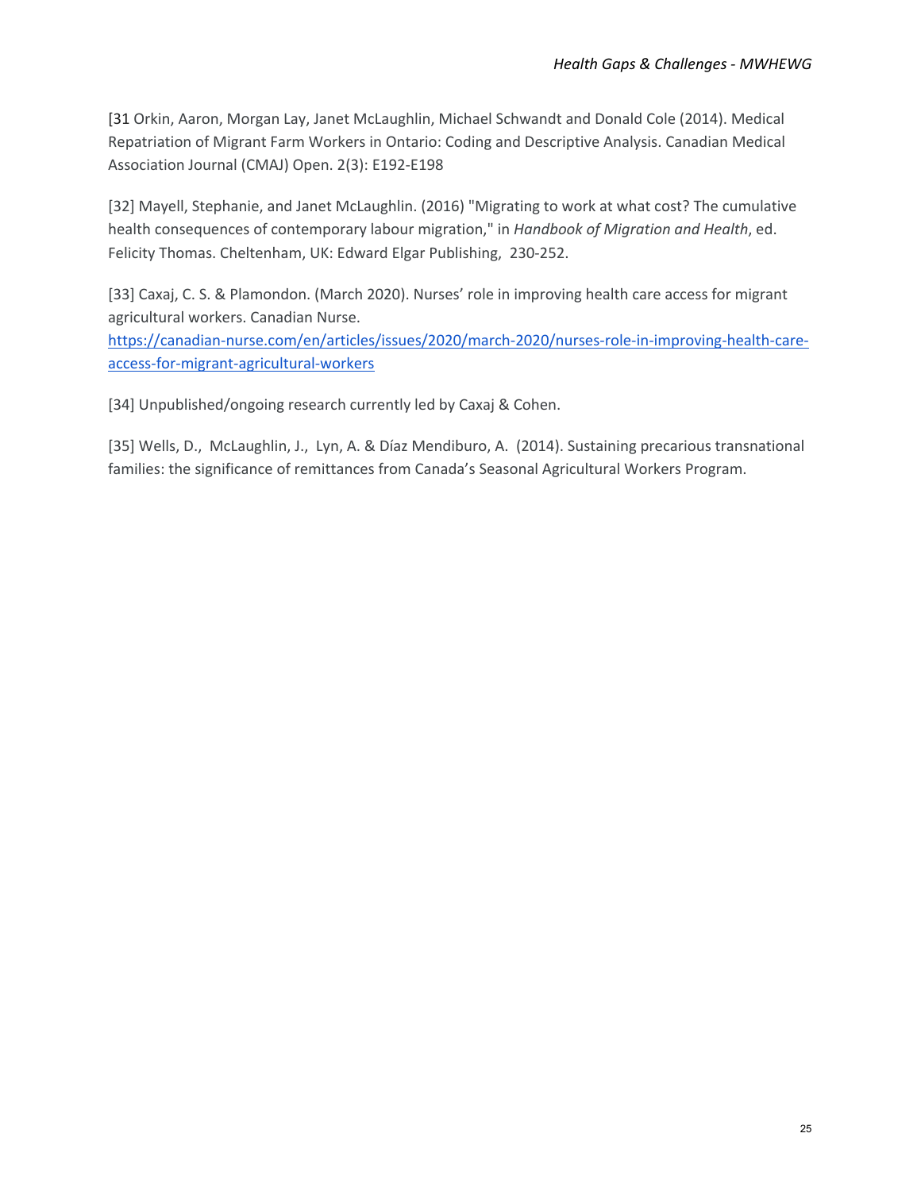[31 Orkin, Aaron, Morgan Lay, Janet McLaughlin, Michael Schwandt and Donald Cole (2014). Medical Repatriation of Migrant Farm Workers in Ontario: Coding and Descriptive Analysis. Canadian Medical Association Journal (CMAJ) Open. 2(3): E192-E198

[32] Mayell, Stephanie, and Janet McLaughlin. (2016) "Migrating to work at what cost? The cumulative health consequences of contemporary labour migration," in *Handbook of Migration and Health*, ed. Felicity Thomas. Cheltenham, UK: Edward Elgar Publishing, 230-252.

[33] Caxaj, C. S. & Plamondon. (March 2020). Nurses' role in improving health care access for migrant agricultural workers. Canadian Nurse. [https://canadian-nurse.com/en/articles/issues/2020/march-2020/nurses-role-in-improving-health-care-access-for-migrant-agricultural-workers](https://canadian-nurse.com/en/articles/issues/2020/march-2020/nurses-role-in-improving-health-care-access-for-migrant-agricultural-workers)

[34] Unpublished/ongoing research currently led by Caxaj & Cohen.

[35] Wells, D., McLaughlin, J., Lyn, A. & Díaz Mendiburo, A. (2014). Sustaining precarious transnational families: the significance of remittances from Canada's Seasonal Agricultural Workers Program.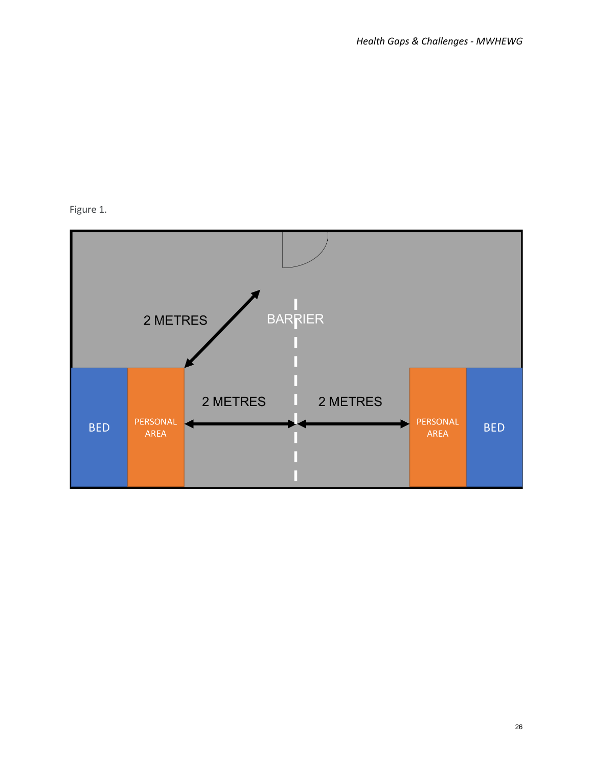Figure 1.

BED

PERSONAL AREA

2 METRES

BARRIER

2 METRES

2 METRES

PERSONAL AREA

BED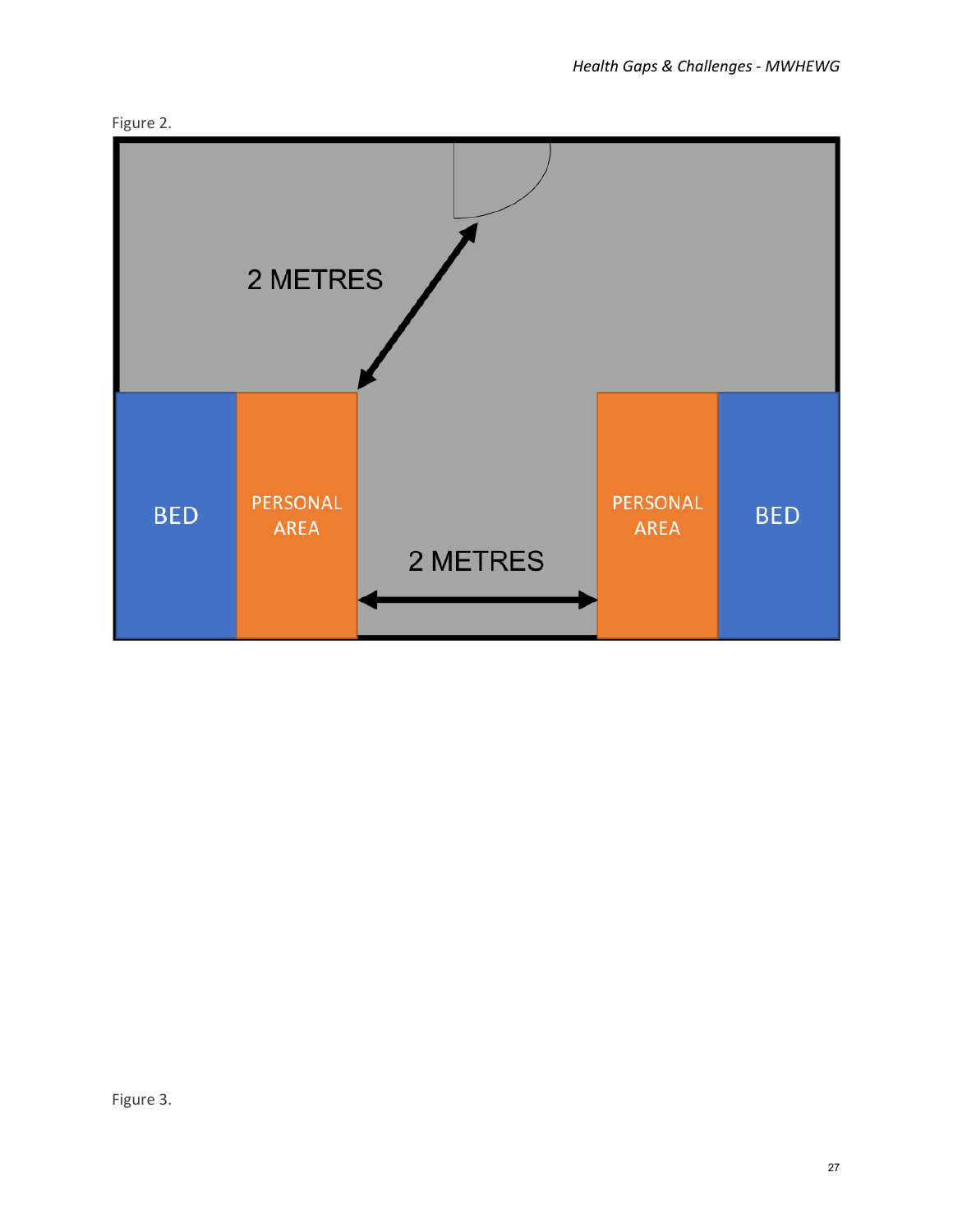Figure 2.

2 METRES

BED

PERSONAL AREA

2 METRES

PERSONAL AREA

BED

Figure 3.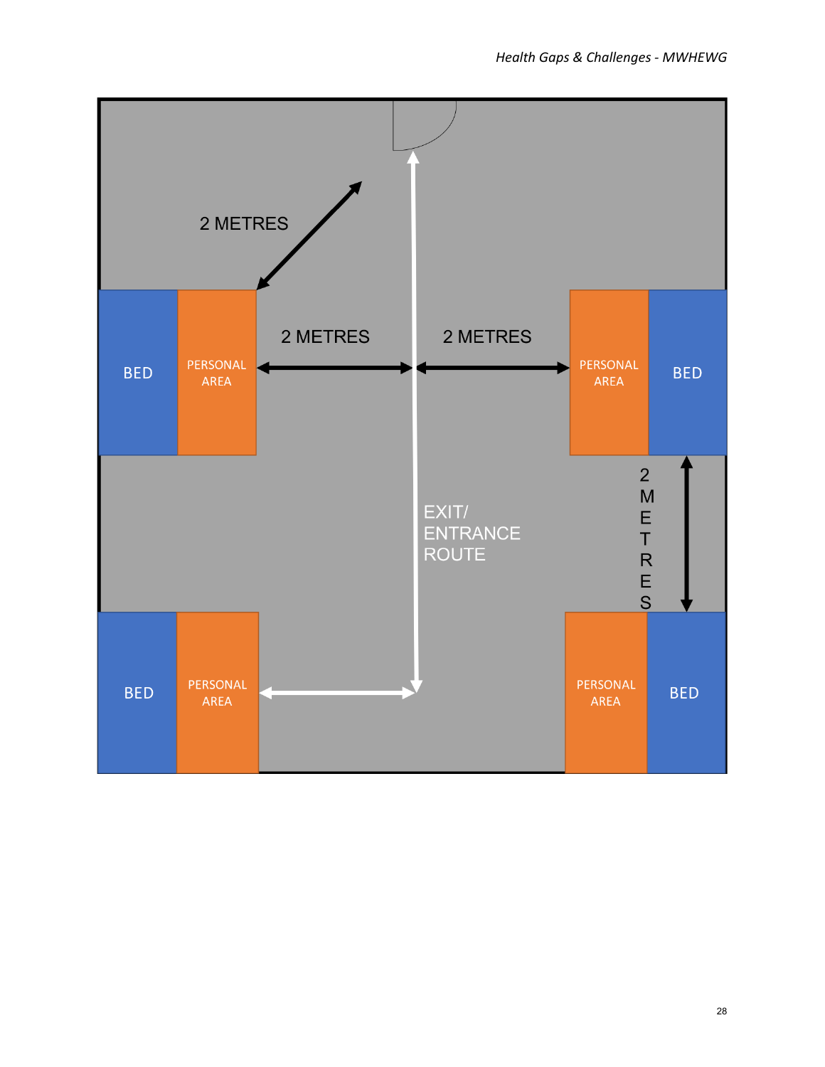2 METRES

BED | PERSONAL AREA | 2 METRES | 2 METRES | PERSONAL AREA | BED

2 METRES

EXIT/ ENTRANCE ROUTE

BED | PERSONAL AREA | PERSONAL AREA | BED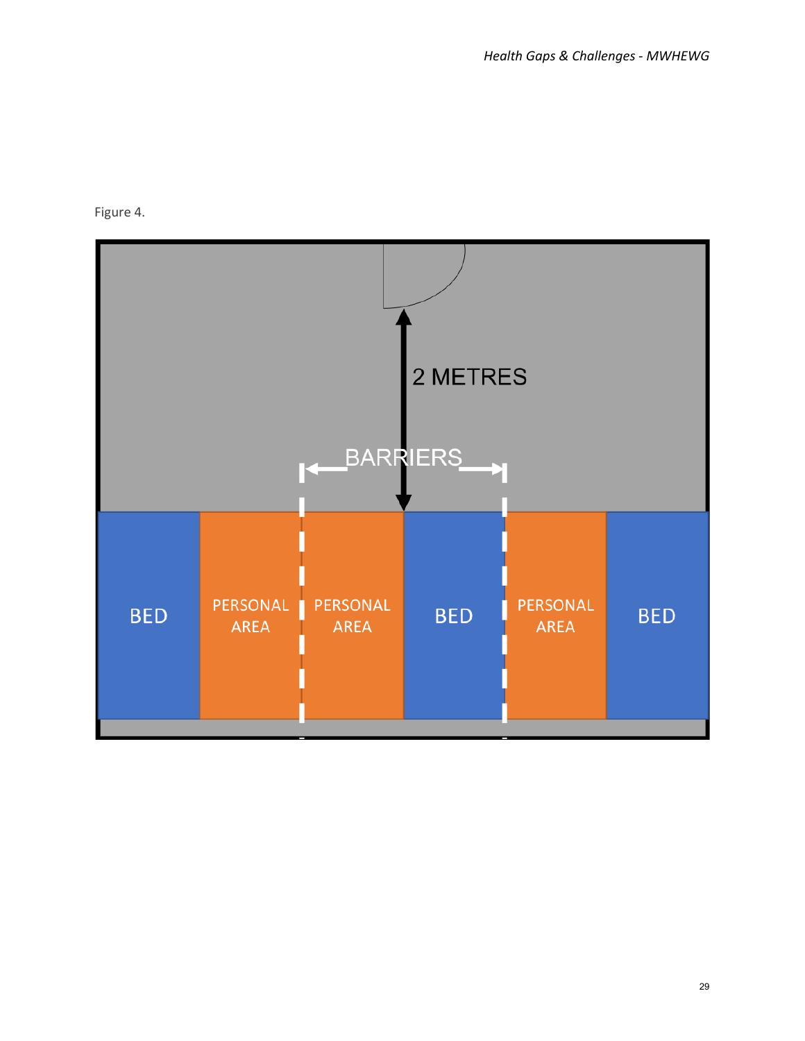Figure 4.

2 METRES

BARRIERS

BED

PERSONAL AREA

PERSONAL AREA

BED

PERSONAL AREA

BED